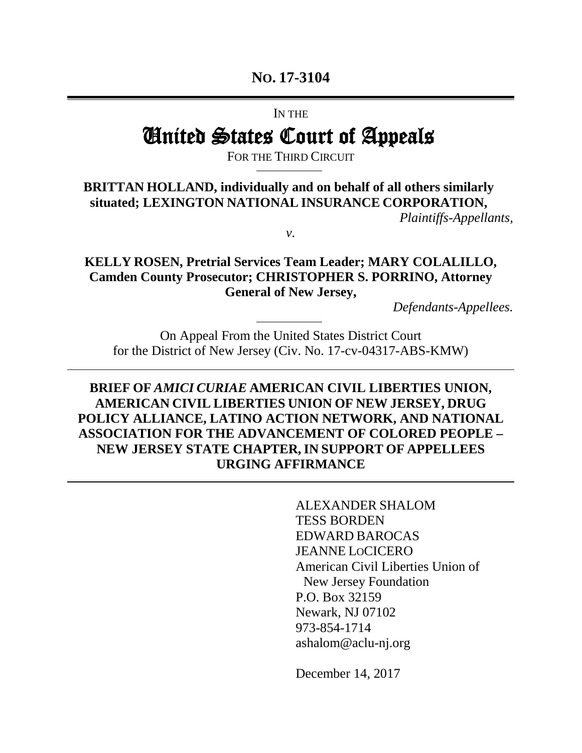**NO. 17-3104**

IN THE

# United States Court of Appeals

FOR THE THIRD CIRCUIT

**BRITTAN HOLLAND, individually and on behalf of all others similarly situated; LEXINGTON NATIONAL INSURANCE CORPORATION,**

*Plaintiffs-Appellants,*

*v.*

**KELLY ROSEN, Pretrial Services Team Leader; MARY COLALILLO, Camden County Prosecutor; CHRISTOPHER S. PORRINO, Attorney General of New Jersey,**

*Defendants-Appellees.*

On Appeal From the United States District Court for the District of New Jersey (Civ. No. 17-cv-04317-ABS-KMW)

**BRIEF OF *AMICI CURIAE* AMERICAN CIVIL LIBERTIES UNION, AMERICAN CIVIL LIBERTIES UNION OF NEW JERSEY, DRUG POLICY ALLIANCE, LATINO ACTION NETWORK, AND NATIONAL ASSOCIATION FOR THE ADVANCEMENT OF COLORED PEOPLE – NEW JERSEY STATE CHAPTER, IN SUPPORT OF APPELLEES URGING AFFIRMANCE**

ALEXANDER SHALOM
TESS BORDEN
EDWARD BAROCAS
JEANNE LOCICERO
American Civil Liberties Union of
New Jersey Foundation
P.O. Box 32159
Newark, NJ 07102
973-854-1714
ashalom@aclu-nj.org

December 14, 2017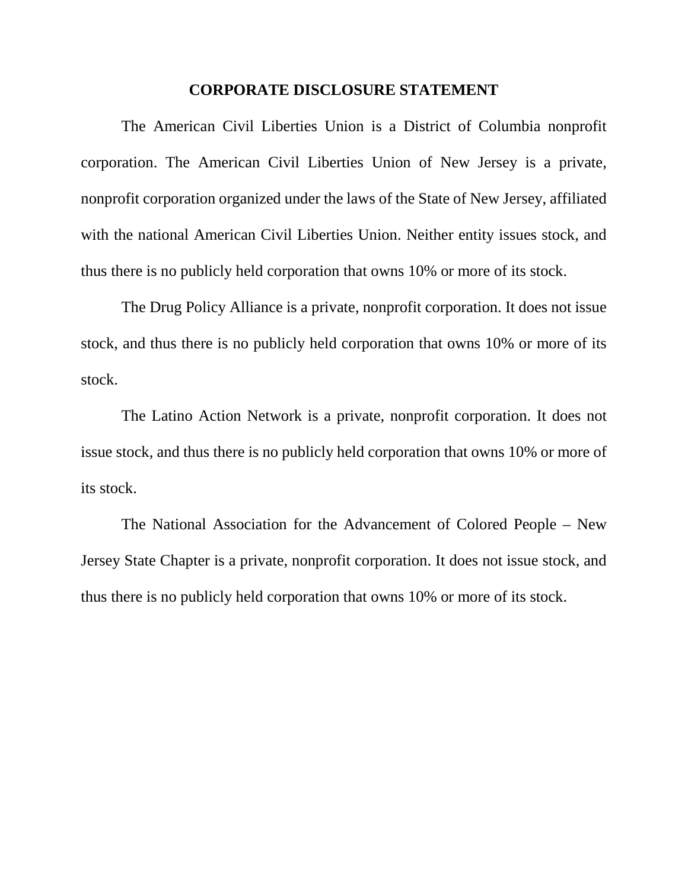## CORPORATE DISCLOSURE STATEMENT

The American Civil Liberties Union is a District of Columbia nonprofit corporation. The American Civil Liberties Union of New Jersey is a private, nonprofit corporation organized under the laws of the State of New Jersey, affiliated with the national American Civil Liberties Union. Neither entity issues stock, and thus there is no publicly held corporation that owns 10% or more of its stock.

The Drug Policy Alliance is a private, nonprofit corporation. It does not issue stock, and thus there is no publicly held corporation that owns 10% or more of its stock.

The Latino Action Network is a private, nonprofit corporation. It does not issue stock, and thus there is no publicly held corporation that owns 10% or more of its stock.

The National Association for the Advancement of Colored People – New Jersey State Chapter is a private, nonprofit corporation. It does not issue stock, and thus there is no publicly held corporation that owns 10% or more of its stock.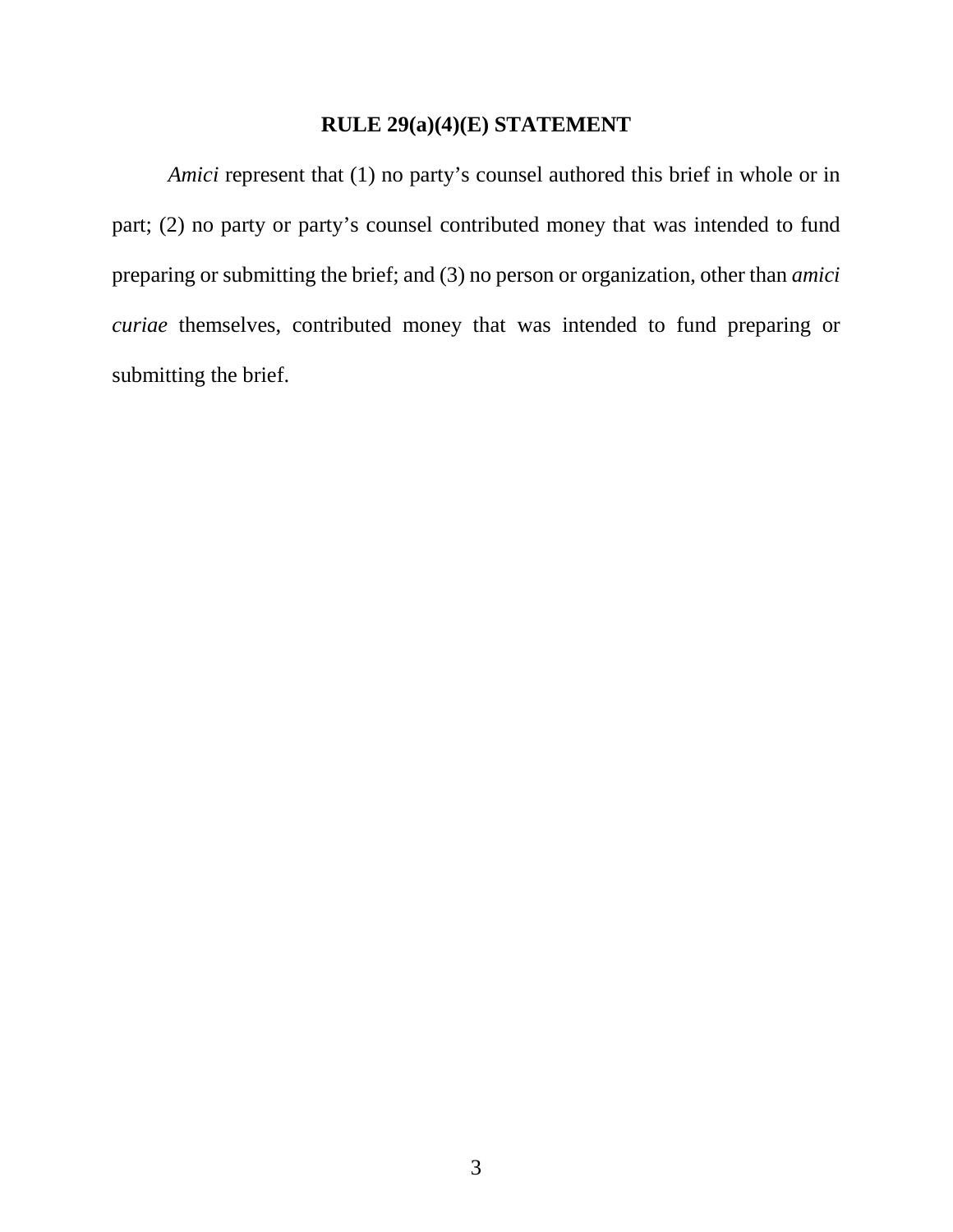## RULE 29(a)(4)(E) STATEMENT

*Amici* represent that (1) no party's counsel authored this brief in whole or in part; (2) no party or party's counsel contributed money that was intended to fund preparing or submitting the brief; and (3) no person or organization, other than *amici curiae* themselves, contributed money that was intended to fund preparing or submitting the brief.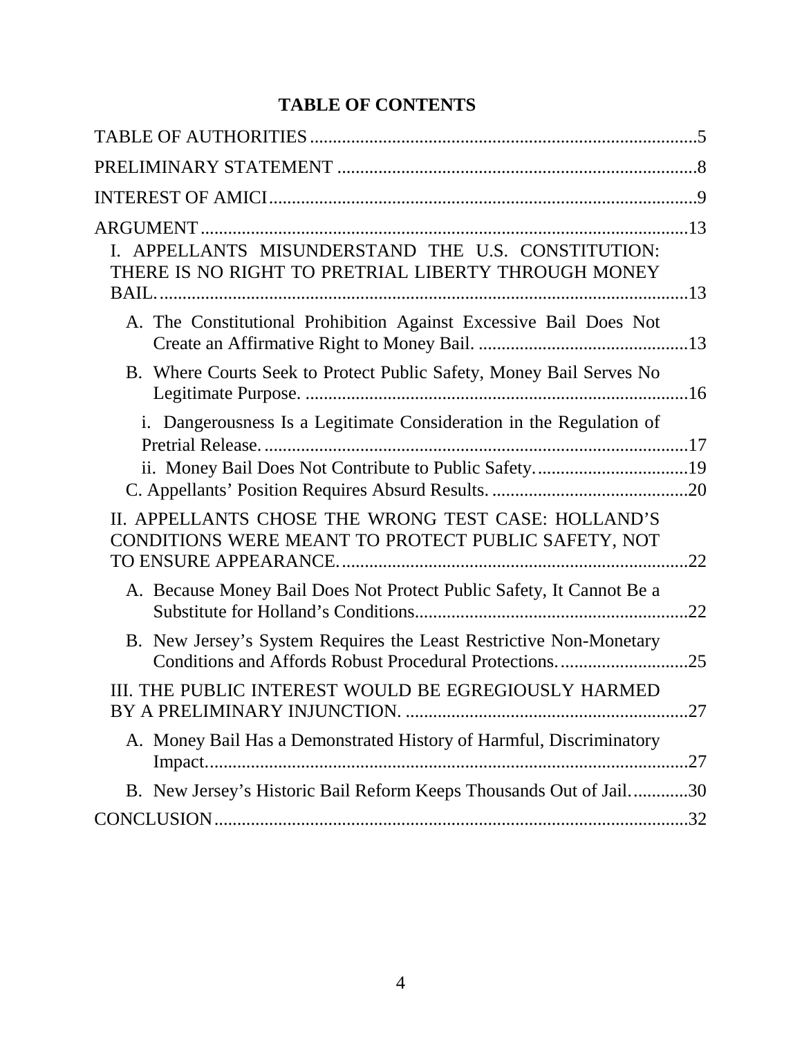# TABLE OF CONTENTS

TABLE OF AUTHORITIES .................................................................................. 5

PRELIMINARY STATEMENT ............................................................................ 8

INTEREST OF AMICI ........................................................................................ 9

ARGUMENT .................................................................................................... 13

I. APPELLANTS MISUNDERSTAND THE U.S. CONSTITUTION: THERE IS NO RIGHT TO PRETRIAL LIBERTY THROUGH MONEY BAIL. ..................................................................................................... 13

- A. The Constitutional Prohibition Against Excessive Bail Does Not Create an Affirmative Right to Money Bail. ............................................ 13
- B. Where Courts Seek to Protect Public Safety, Money Bail Serves No Legitimate Purpose. .................................................................................. 16
  - i. Dangerousness Is a Legitimate Consideration in the Regulation of Pretrial Release. ......................................................................................... 17
  - ii. Money Bail Does Not Contribute to Public Safety. ................................ 19
- C. Appellants' Position Requires Absurd Results. .......................................... 20

II. APPELLANTS CHOSE THE WRONG TEST CASE: HOLLAND'S CONDITIONS WERE MEANT TO PROTECT PUBLIC SAFETY, NOT TO ENSURE APPEARANCE. ........................................................................ 22

- A. Because Money Bail Does Not Protect Public Safety, It Cannot Be a Substitute for Holland's Conditions ......................................................... 22
- B. New Jersey's System Requires the Least Restrictive Non-Monetary Conditions and Affords Robust Procedural Protections. ........................... 25

III. THE PUBLIC INTEREST WOULD BE EGREGIOUSLY HARMED BY A PRELIMINARY INJUNCTION. ............................................................ 27

- A. Money Bail Has a Demonstrated History of Harmful, Discriminatory Impact. ....................................................................................................... 27
- B. New Jersey's Historic Bail Reform Keeps Thousands Out of Jail. ............ 30

CONCLUSION ................................................................................................... 32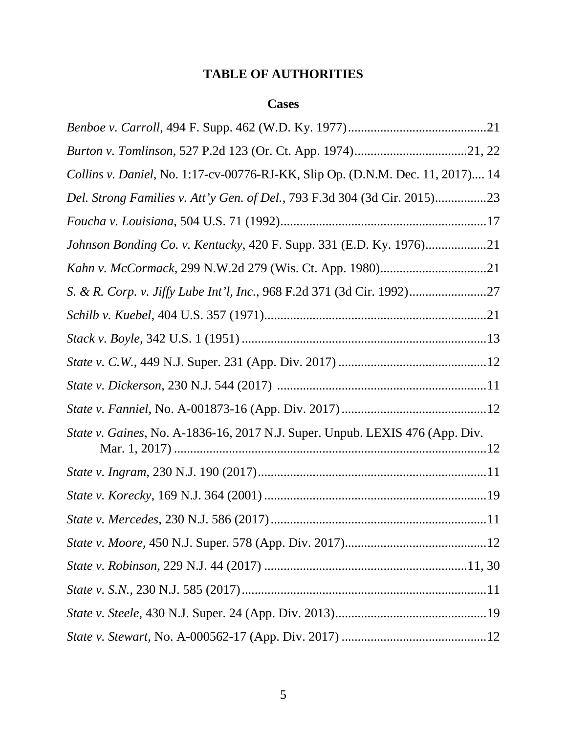# TABLE OF AUTHORITIES

## Cases

*Benboe v. Carroll*, 494 F. Supp. 462 (W.D. Ky. 1977)...........................................21

*Burton v. Tomlinson*, 527 P.2d 123 (Or. Ct. App. 1974)..................................21, 22

*Collins v. Daniel*, No. 1:17-cv-00776-RJ-KK, Slip Op. (D.N.M. Dec. 11, 2017).... 14

*Del. Strong Families v. Att'y Gen. of Del.*, 793 F.3d 304 (3d Cir. 2015)...............23

*Foucha v. Louisiana*, 504 U.S. 71 (1992)................................................................17

*Johnson Bonding Co. v. Kentucky*, 420 F. Supp. 331 (E.D. Ky. 1976)..................21

*Kahn v. McCormack*, 299 N.W.2d 279 (Wis. Ct. App. 1980).................................21

*S. & R. Corp. v. Jiffy Lube Int'l, Inc.*, 968 F.2d 371 (3d Cir. 1992)........................27

*Schilb v. Kuebel*, 404 U.S. 357 (1971).....................................................................21

*Stack v. Boyle*, 342 U.S. 1 (1951) ............................................................................13

*State v. C.W.*, 449 N.J. Super. 231 (App. Div. 2017) ..............................................12

*State v. Dickerson*, 230 N.J. 544 (2017) .................................................................11

*State v. Fanniel*, No. A-001873-16 (App. Div. 2017).............................................12

*State v. Gaines*, No. A-1836-16, 2017 N.J. Super. Unpub. LEXIS 476 (App. Div. Mar. 1, 2017) .................................................................................................12

*State v. Ingram*, 230 N.J. 190 (2017)......................................................................11

*State v. Korecky*, 169 N.J. 364 (2001) .....................................................................19

*State v. Mercedes*, 230 N.J. 586 (2017)...................................................................11

*State v. Moore*, 450 N.J. Super. 578 (App. Div. 2017)............................................12

*State v. Robinson*, 229 N.J. 44 (2017) ..............................................................11, 30

*State v. S.N.*, 230 N.J. 585 (2017)...........................................................................11

*State v. Steele*, 430 N.J. Super. 24 (App. Div. 2013)...............................................19

*State v. Stewart*, No. A-000562-17 (App. Div. 2017) .............................................12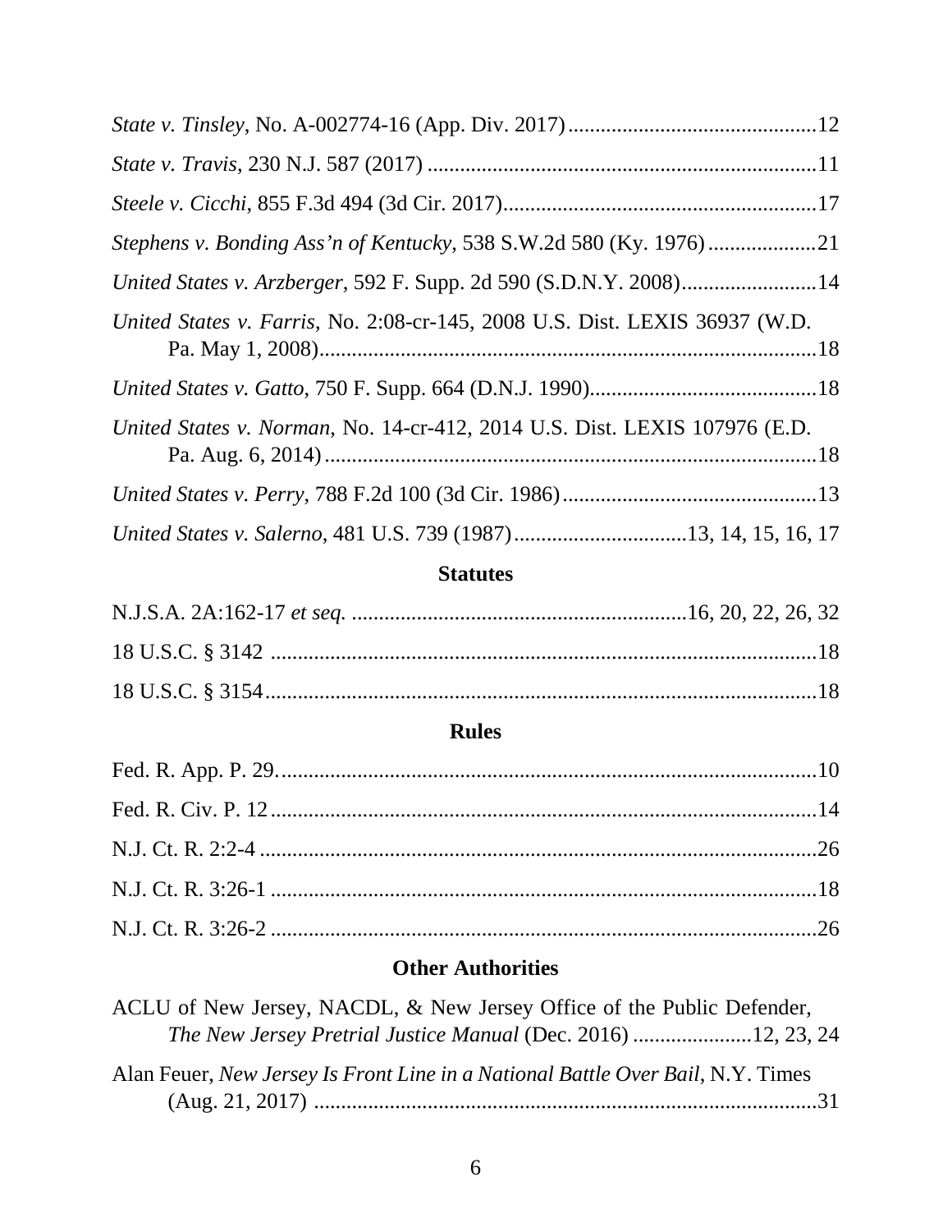*State v. Tinsley*, No. A-002774-16 (App. Div. 2017) ............................................. 12

*State v. Travis*, 230 N.J. 587 (2017) ....................................................................... 11

*Steele v. Cicchi*, 855 F.3d 494 (3d Cir. 2017).......................................................... 17

*Stephens v. Bonding Ass'n of Kentucky*, 538 S.W.2d 580 (Ky. 1976) ................... 21

*United States v. Arzberger*, 592 F. Supp. 2d 590 (S.D.N.Y. 2008)......................... 14

*United States v. Farris*, No. 2:08-cr-145, 2008 U.S. Dist. LEXIS 36937 (W.D. Pa. May 1, 2008)........................................................................................... 18

*United States v. Gatto*, 750 F. Supp. 664 (D.N.J. 1990).......................................... 18

*United States v. Norman*, No. 14-cr-412, 2014 U.S. Dist. LEXIS 107976 (E.D. Pa. Aug. 6, 2014)........................................................................................... 18

*United States v. Perry*, 788 F.2d 100 (3d Cir. 1986)............................................... 13

*United States v. Salerno*, 481 U.S. 739 (1987)................................ 13, 14, 15, 16, 17

### Statutes

N.J.S.A. 2A:162-17 *et seq.* ............................................................ 16, 20, 22, 26, 32

18 U.S.C. § 3142 ..................................................................................................... 18

18 U.S.C. § 3154...................................................................................................... 18

### Rules

Fed. R. App. P. 29.................................................................................................... 10

Fed. R. Civ. P. 12..................................................................................................... 14

N.J. Ct. R. 2:2-4 ....................................................................................................... 26

N.J. Ct. R. 3:26-1 ..................................................................................................... 18

N.J. Ct. R. 3:26-2 ..................................................................................................... 26

### Other Authorities

ACLU of New Jersey, NACDL, & New Jersey Office of the Public Defender, *The New Jersey Pretrial Justice Manual* (Dec. 2016) ...................... 12, 23, 24

Alan Feuer, *New Jersey Is Front Line in a National Battle Over Bail*, N.Y. Times (Aug. 21, 2017) ............................................................................................. 31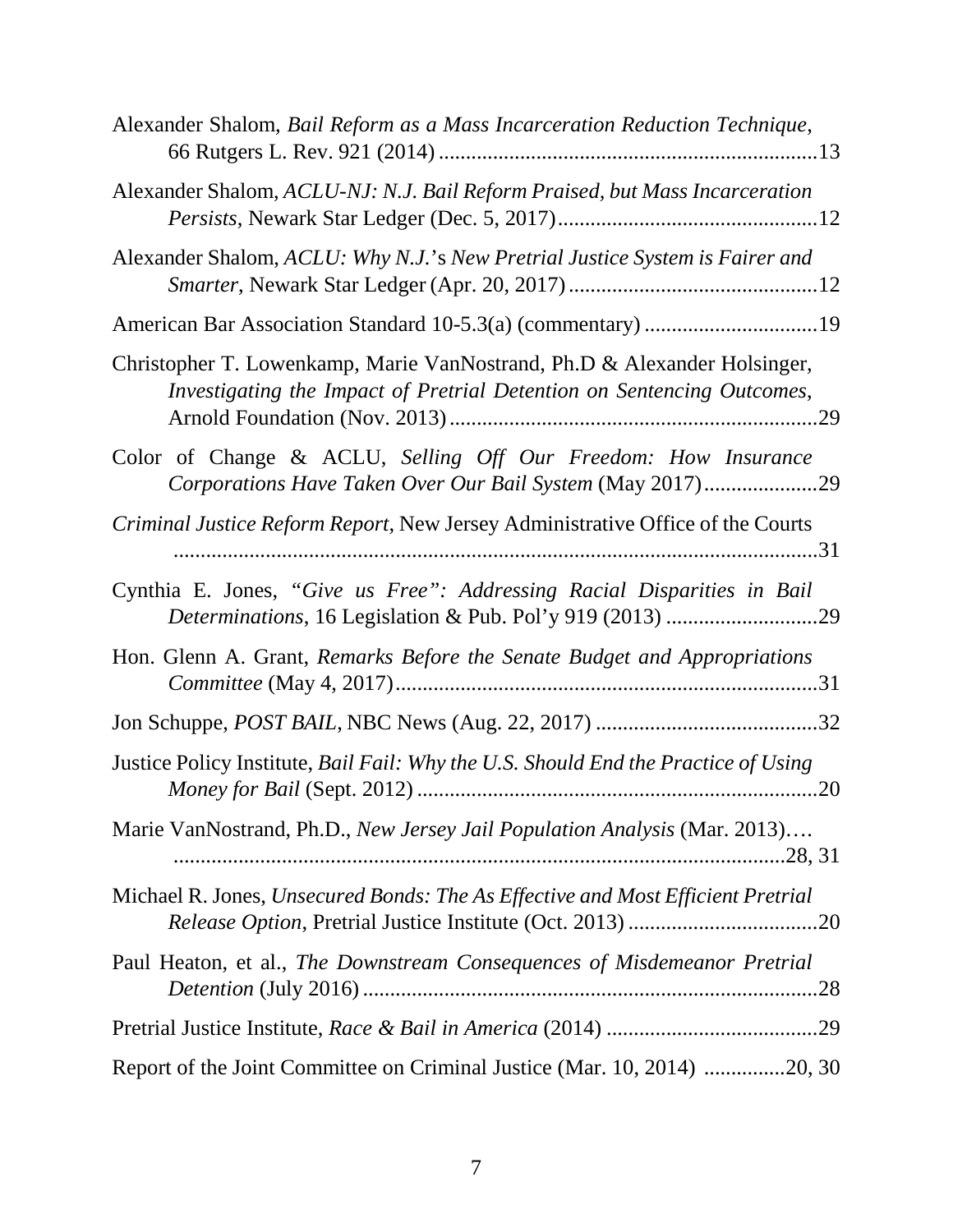Alexander Shalom, *Bail Reform as a Mass Incarceration Reduction Technique*, 66 Rutgers L. Rev. 921 (2014) ....................................................................13

Alexander Shalom, *ACLU-NJ: N.J. Bail Reform Praised, but Mass Incarceration Persists*, Newark Star Ledger (Dec. 5, 2017)...............................................12

Alexander Shalom, *ACLU: Why N.J.*'s *New Pretrial Justice System is Fairer and Smarter*, Newark Star Ledger (Apr. 20, 2017).............................................12

American Bar Association Standard 10-5.3(a) (commentary) ...............................19

Christopher T. Lowenkamp, Marie VanNostrand, Ph.D & Alexander Holsinger, *Investigating the Impact of Pretrial Detention on Sentencing Outcomes*, Arnold Foundation (Nov. 2013)...................................................................29

Color of Change & ACLU, *Selling Off Our Freedom: How Insurance Corporations Have Taken Over Our Bail System* (May 2017)....................29

*Criminal Justice Reform Report*, New Jersey Administrative Office of the Courts ........................................................................................................31

Cynthia E. Jones, *"Give us Free": Addressing Racial Disparities in Bail Determinations*, 16 Legislation & Pub. Pol'y 919 (2013) ...........................29

Hon. Glenn A. Grant, *Remarks Before the Senate Budget and Appropriations Committee* (May 4, 2017)...........................................................................31

Jon Schuppe, *POST BAIL*, NBC News (Aug. 22, 2017) .........................................32

Justice Policy Institute, *Bail Fail: Why the U.S. Should End the Practice of Using Money for Bail* (Sept. 2012) ........................................................................20

Marie VanNostrand, Ph.D., *New Jersey Jail Population Analysis* (Mar. 2013)…. ..................................................................................................28, 31

Michael R. Jones, *Unsecured Bonds: The As Effective and Most Efficient Pretrial Release Option*, Pretrial Justice Institute (Oct. 2013) ..................................20

Paul Heaton, et al., *The Downstream Consequences of Misdemeanor Pretrial Detention* (July 2016) ..................................................................................28

Pretrial Justice Institute, *Race & Bail in America* (2014) .......................................29

Report of the Joint Committee on Criminal Justice (Mar. 10, 2014) ..............20, 30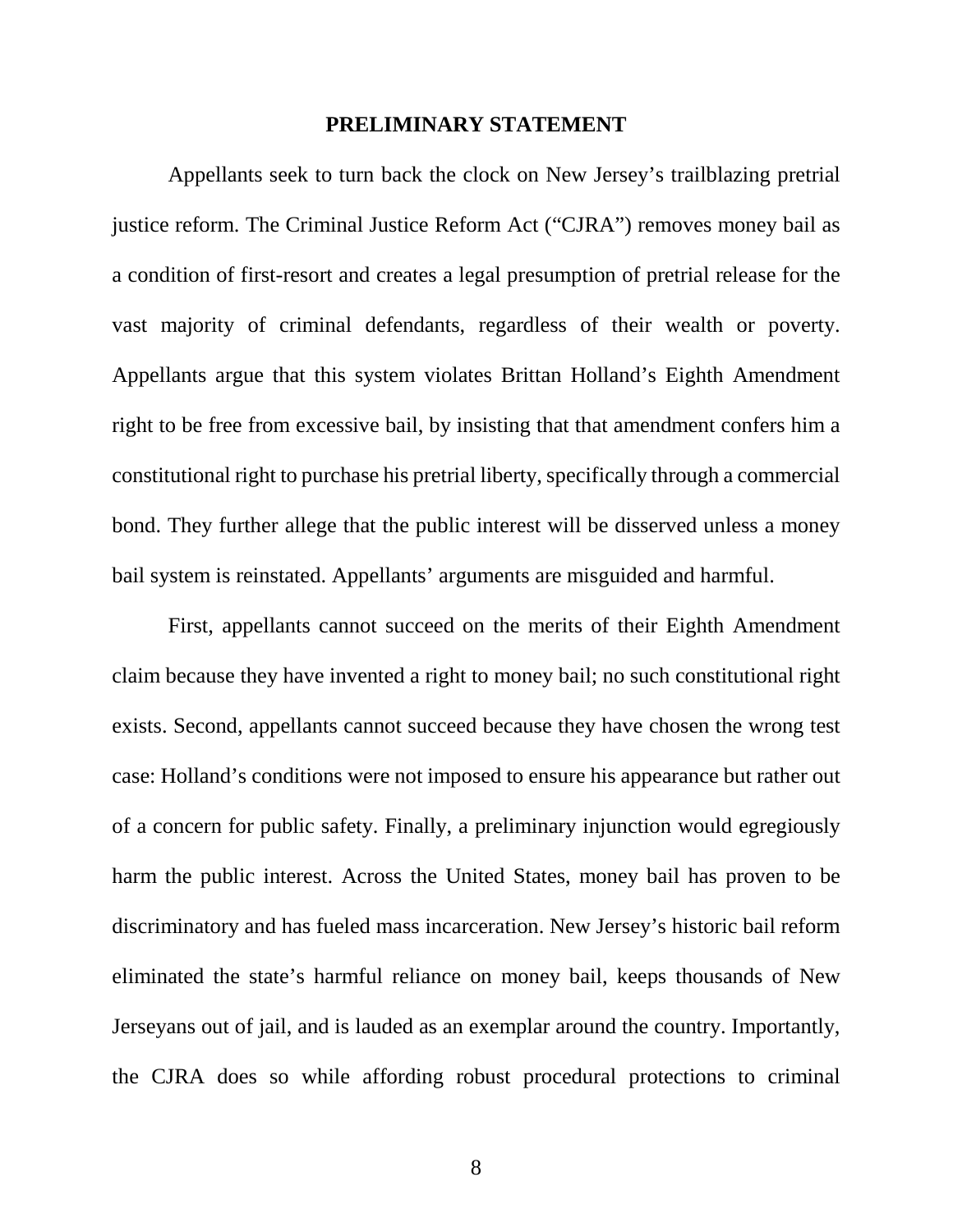## PRELIMINARY STATEMENT

Appellants seek to turn back the clock on New Jersey's trailblazing pretrial justice reform. The Criminal Justice Reform Act ("CJRA") removes money bail as a condition of first-resort and creates a legal presumption of pretrial release for the vast majority of criminal defendants, regardless of their wealth or poverty. Appellants argue that this system violates Brittan Holland's Eighth Amendment right to be free from excessive bail, by insisting that that amendment confers him a constitutional right to purchase his pretrial liberty, specifically through a commercial bond. They further allege that the public interest will be disserved unless a money bail system is reinstated. Appellants' arguments are misguided and harmful.

First, appellants cannot succeed on the merits of their Eighth Amendment claim because they have invented a right to money bail; no such constitutional right exists. Second, appellants cannot succeed because they have chosen the wrong test case: Holland's conditions were not imposed to ensure his appearance but rather out of a concern for public safety. Finally, a preliminary injunction would egregiously harm the public interest. Across the United States, money bail has proven to be discriminatory and has fueled mass incarceration. New Jersey's historic bail reform eliminated the state's harmful reliance on money bail, keeps thousands of New Jerseyans out of jail, and is lauded as an exemplar around the country. Importantly, the CJRA does so while affording robust procedural protections to criminal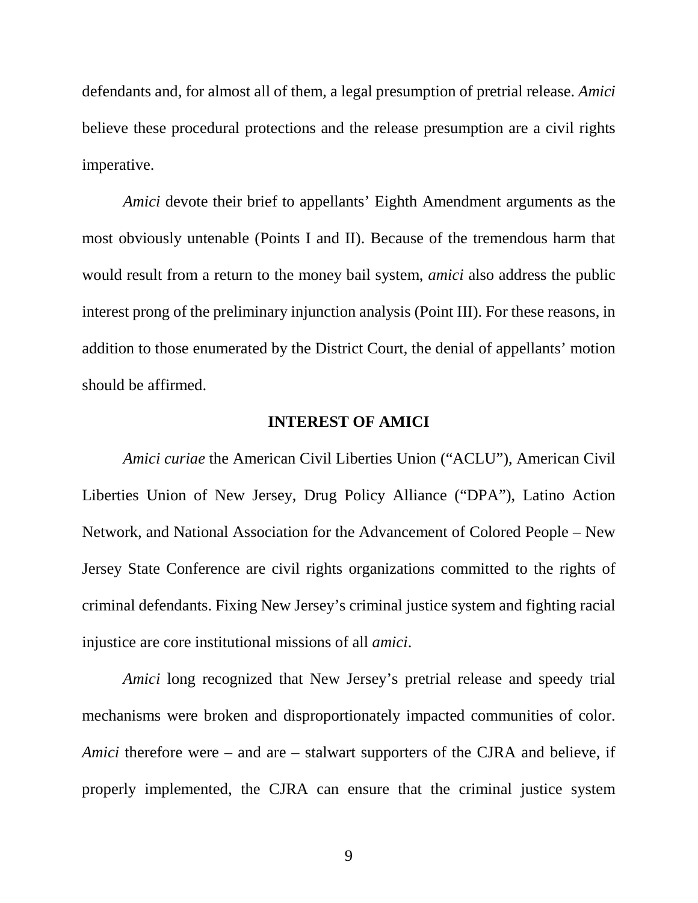defendants and, for almost all of them, a legal presumption of pretrial release. *Amici* believe these procedural protections and the release presumption are a civil rights imperative.

*Amici* devote their brief to appellants' Eighth Amendment arguments as the most obviously untenable (Points I and II). Because of the tremendous harm that would result from a return to the money bail system, *amici* also address the public interest prong of the preliminary injunction analysis (Point III). For these reasons, in addition to those enumerated by the District Court, the denial of appellants' motion should be affirmed.

## INTEREST OF AMICI

*Amici curiae* the American Civil Liberties Union ("ACLU"), American Civil Liberties Union of New Jersey, Drug Policy Alliance ("DPA"), Latino Action Network, and National Association for the Advancement of Colored People – New Jersey State Conference are civil rights organizations committed to the rights of criminal defendants. Fixing New Jersey's criminal justice system and fighting racial injustice are core institutional missions of all *amici*.

*Amici* long recognized that New Jersey's pretrial release and speedy trial mechanisms were broken and disproportionately impacted communities of color. *Amici* therefore were – and are – stalwart supporters of the CJRA and believe, if properly implemented, the CJRA can ensure that the criminal justice system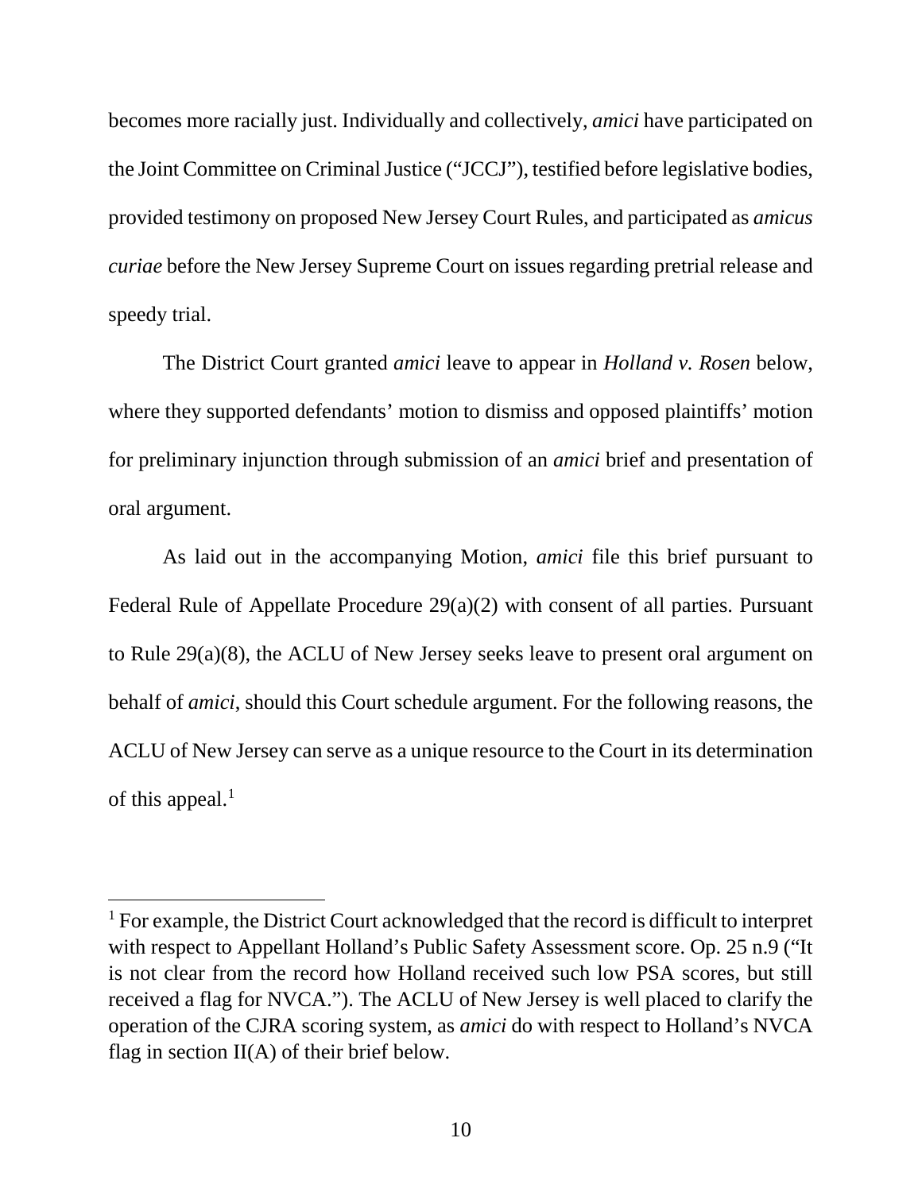becomes more racially just. Individually and collectively, *amici* have participated on the Joint Committee on Criminal Justice ("JCCJ"), testified before legislative bodies, provided testimony on proposed New Jersey Court Rules, and participated as *amicus curiae* before the New Jersey Supreme Court on issues regarding pretrial release and speedy trial.

The District Court granted *amici* leave to appear in *Holland v. Rosen* below, where they supported defendants' motion to dismiss and opposed plaintiffs' motion for preliminary injunction through submission of an *amici* brief and presentation of oral argument.

As laid out in the accompanying Motion, *amici* file this brief pursuant to Federal Rule of Appellate Procedure 29(a)(2) with consent of all parties. Pursuant to Rule 29(a)(8), the ACLU of New Jersey seeks leave to present oral argument on behalf of *amici*, should this Court schedule argument. For the following reasons, the ACLU of New Jersey can serve as a unique resource to the Court in its determination of this appeal.[1]

---

[1] For example, the District Court acknowledged that the record is difficult to interpret with respect to Appellant Holland's Public Safety Assessment score. Op. 25 n.9 ("It is not clear from the record how Holland received such low PSA scores, but still received a flag for NVCA."). The ACLU of New Jersey is well placed to clarify the operation of the CJRA scoring system, as *amici* do with respect to Holland's NVCA flag in section II(A) of their brief below.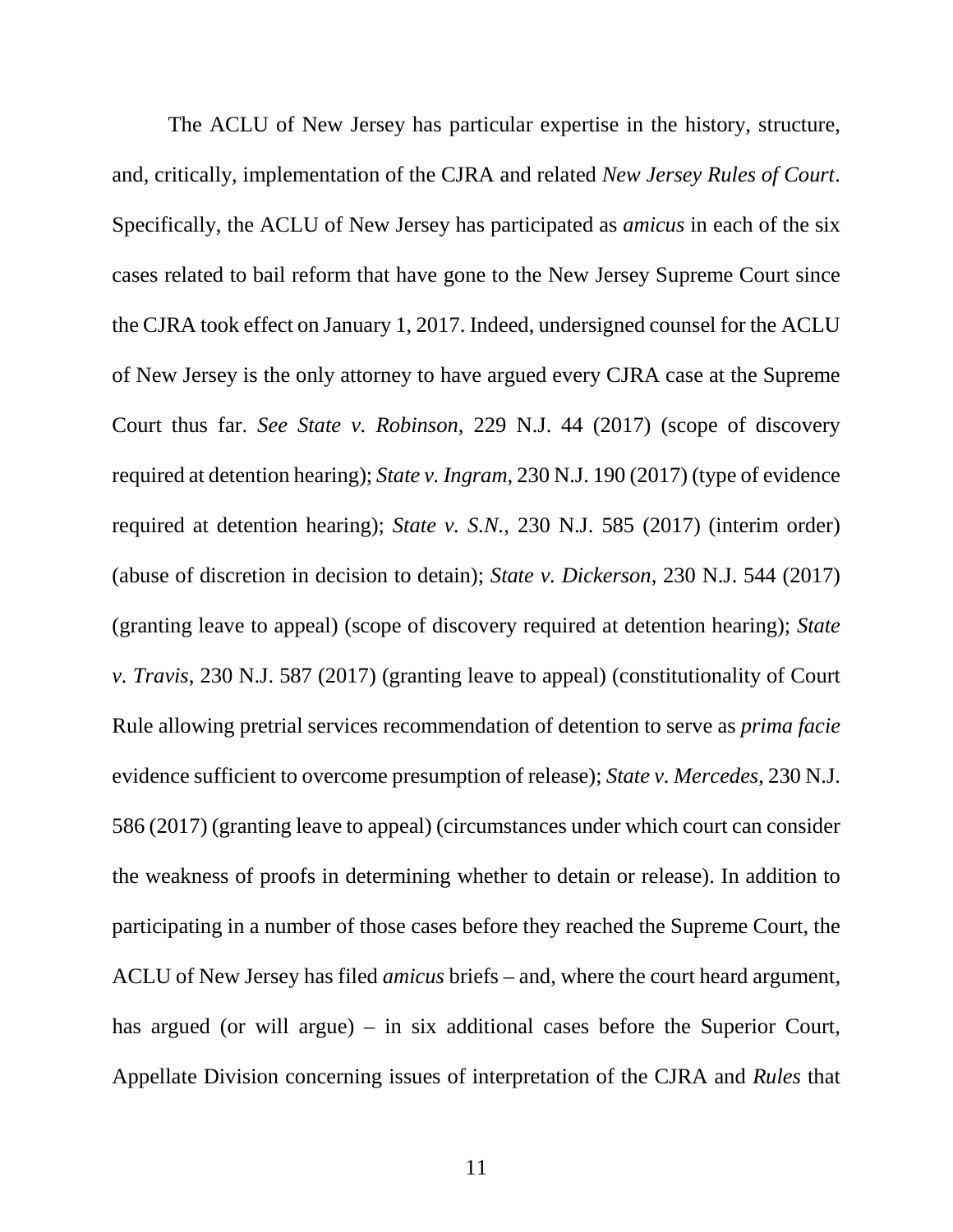The ACLU of New Jersey has particular expertise in the history, structure, and, critically, implementation of the CJRA and related *New Jersey Rules of Court*. Specifically, the ACLU of New Jersey has participated as *amicus* in each of the six cases related to bail reform that have gone to the New Jersey Supreme Court since the CJRA took effect on January 1, 2017. Indeed, undersigned counsel for the ACLU of New Jersey is the only attorney to have argued every CJRA case at the Supreme Court thus far. *See State v. Robinson*, 229 N.J. 44 (2017) (scope of discovery required at detention hearing); *State v. Ingram*, 230 N.J. 190 (2017) (type of evidence required at detention hearing); *State v. S.N.*, 230 N.J. 585 (2017) (interim order) (abuse of discretion in decision to detain); *State v. Dickerson*, 230 N.J. 544 (2017) (granting leave to appeal) (scope of discovery required at detention hearing); *State v. Travis*, 230 N.J. 587 (2017) (granting leave to appeal) (constitutionality of Court Rule allowing pretrial services recommendation of detention to serve as *prima facie* evidence sufficient to overcome presumption of release); *State v. Mercedes*, 230 N.J. 586 (2017) (granting leave to appeal) (circumstances under which court can consider the weakness of proofs in determining whether to detain or release). In addition to participating in a number of those cases before they reached the Supreme Court, the ACLU of New Jersey has filed *amicus* briefs – and, where the court heard argument, has argued (or will argue) – in six additional cases before the Superior Court, Appellate Division concerning issues of interpretation of the CJRA and *Rules* that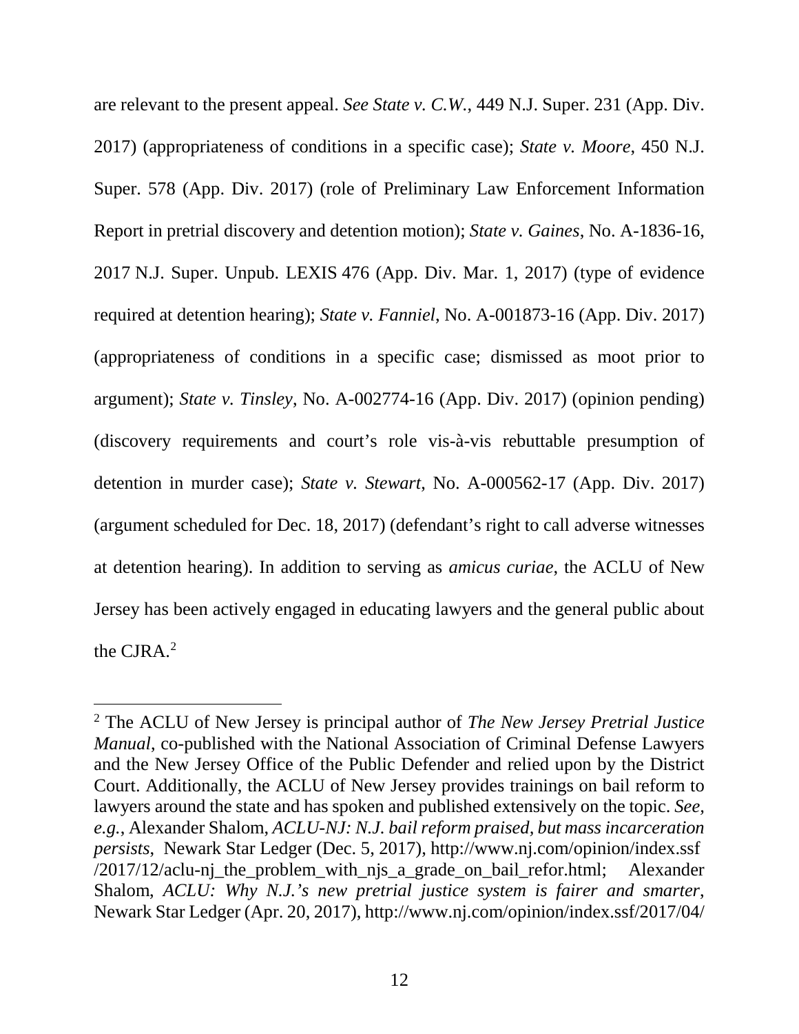are relevant to the present appeal. *See State v. C.W.*, 449 N.J. Super. 231 (App. Div. 2017) (appropriateness of conditions in a specific case); *State v. Moore*, 450 N.J. Super. 578 (App. Div. 2017) (role of Preliminary Law Enforcement Information Report in pretrial discovery and detention motion); *State v. Gaines*, No. A-1836-16, 2017 N.J. Super. Unpub. LEXIS 476 (App. Div. Mar. 1, 2017) (type of evidence required at detention hearing); *State v. Fanniel*, No. A-001873-16 (App. Div. 2017) (appropriateness of conditions in a specific case; dismissed as moot prior to argument); *State v. Tinsley*, No. A-002774-16 (App. Div. 2017) (opinion pending) (discovery requirements and court's role vis-à-vis rebuttable presumption of detention in murder case); *State v. Stewart*, No. A-000562-17 (App. Div. 2017) (argument scheduled for Dec. 18, 2017) (defendant's right to call adverse witnesses at detention hearing). In addition to serving as *amicus curiae*, the ACLU of New Jersey has been actively engaged in educating lawyers and the general public about the CJRA.[2]

---

[2] The ACLU of New Jersey is principal author of *The New Jersey Pretrial Justice Manual*, co-published with the National Association of Criminal Defense Lawyers and the New Jersey Office of the Public Defender and relied upon by the District Court. Additionally, the ACLU of New Jersey provides trainings on bail reform to lawyers around the state and has spoken and published extensively on the topic. *See, e.g.*, Alexander Shalom, *ACLU-NJ: N.J. bail reform praised, but mass incarceration persists*, Newark Star Ledger (Dec. 5, 2017), http://www.nj.com/opinion/index.ssf/2017/12/aclu-nj_the_problem_with_njs_a_grade_on_bail_refor.html; Alexander Shalom, *ACLU: Why N.J.'s new pretrial justice system is fairer and smarter*, Newark Star Ledger (Apr. 20, 2017), http://www.nj.com/opinion/index.ssf/2017/04/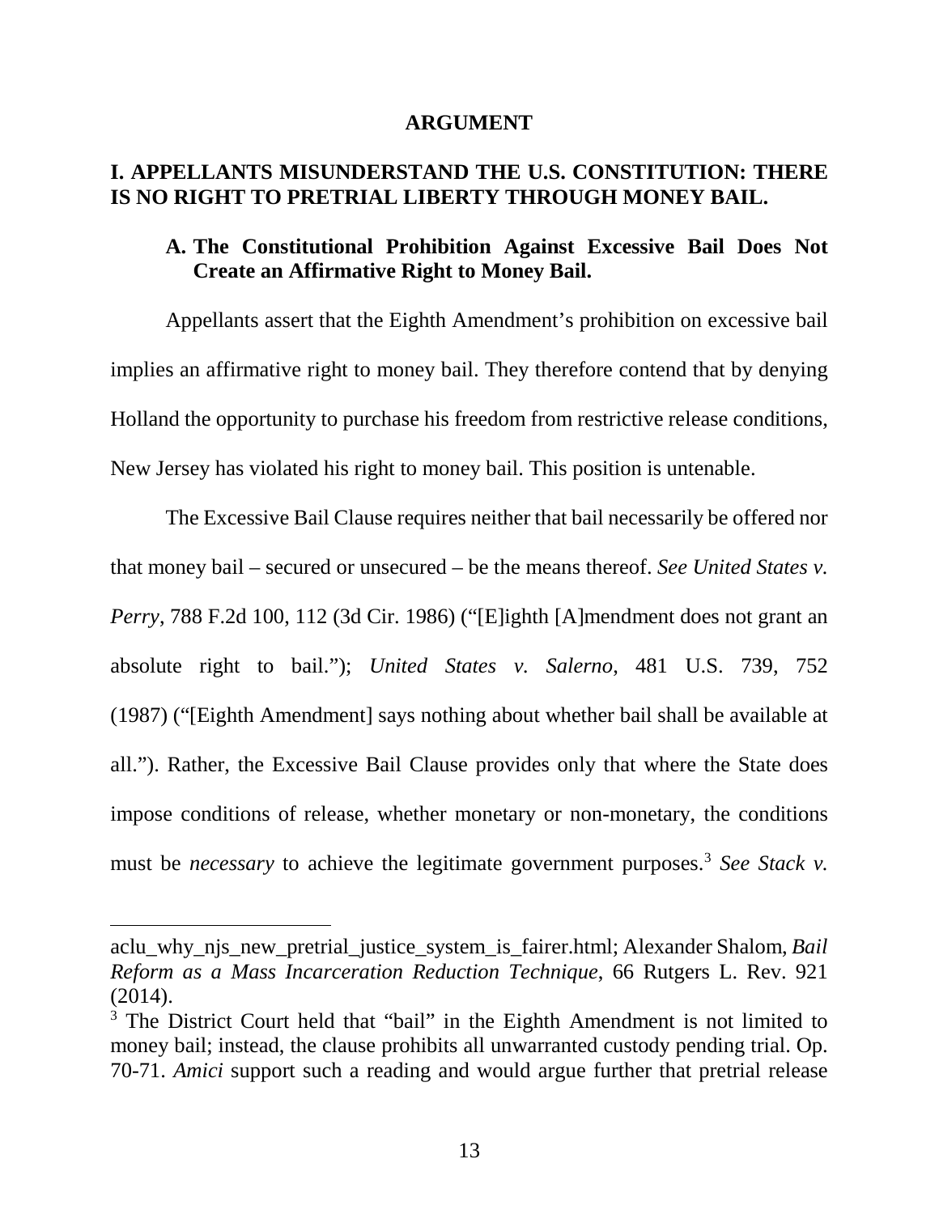## ARGUMENT

### I. APPELLANTS MISUNDERSTAND THE U.S. CONSTITUTION: THERE IS NO RIGHT TO PRETRIAL LIBERTY THROUGH MONEY BAIL.

#### A. The Constitutional Prohibition Against Excessive Bail Does Not Create an Affirmative Right to Money Bail.

Appellants assert that the Eighth Amendment's prohibition on excessive bail implies an affirmative right to money bail. They therefore contend that by denying Holland the opportunity to purchase his freedom from restrictive release conditions, New Jersey has violated his right to money bail. This position is untenable.

The Excessive Bail Clause requires neither that bail necessarily be offered nor that money bail – secured or unsecured – be the means thereof. *See United States v. Perry*, 788 F.2d 100, 112 (3d Cir. 1986) ("[E]ighth [A]mendment does not grant an absolute right to bail."); *United States v. Salerno*, 481 U.S. 739, 752 (1987) ("[Eighth Amendment] says nothing about whether bail shall be available at all."). Rather, the Excessive Bail Clause provides only that where the State does impose conditions of release, whether monetary or non-monetary, the conditions must be *necessary* to achieve the legitimate government purposes.[3] *See Stack v.*

---

aclu_why_njs_new_pretrial_justice_system_is_fairer.html; Alexander Shalom, *Bail Reform as a Mass Incarceration Reduction Technique*, 66 Rutgers L. Rev. 921 (2014).

[3] The District Court held that "bail" in the Eighth Amendment is not limited to money bail; instead, the clause prohibits all unwarranted custody pending trial. Op. 70-71. *Amici* support such a reading and would argue further that pretrial release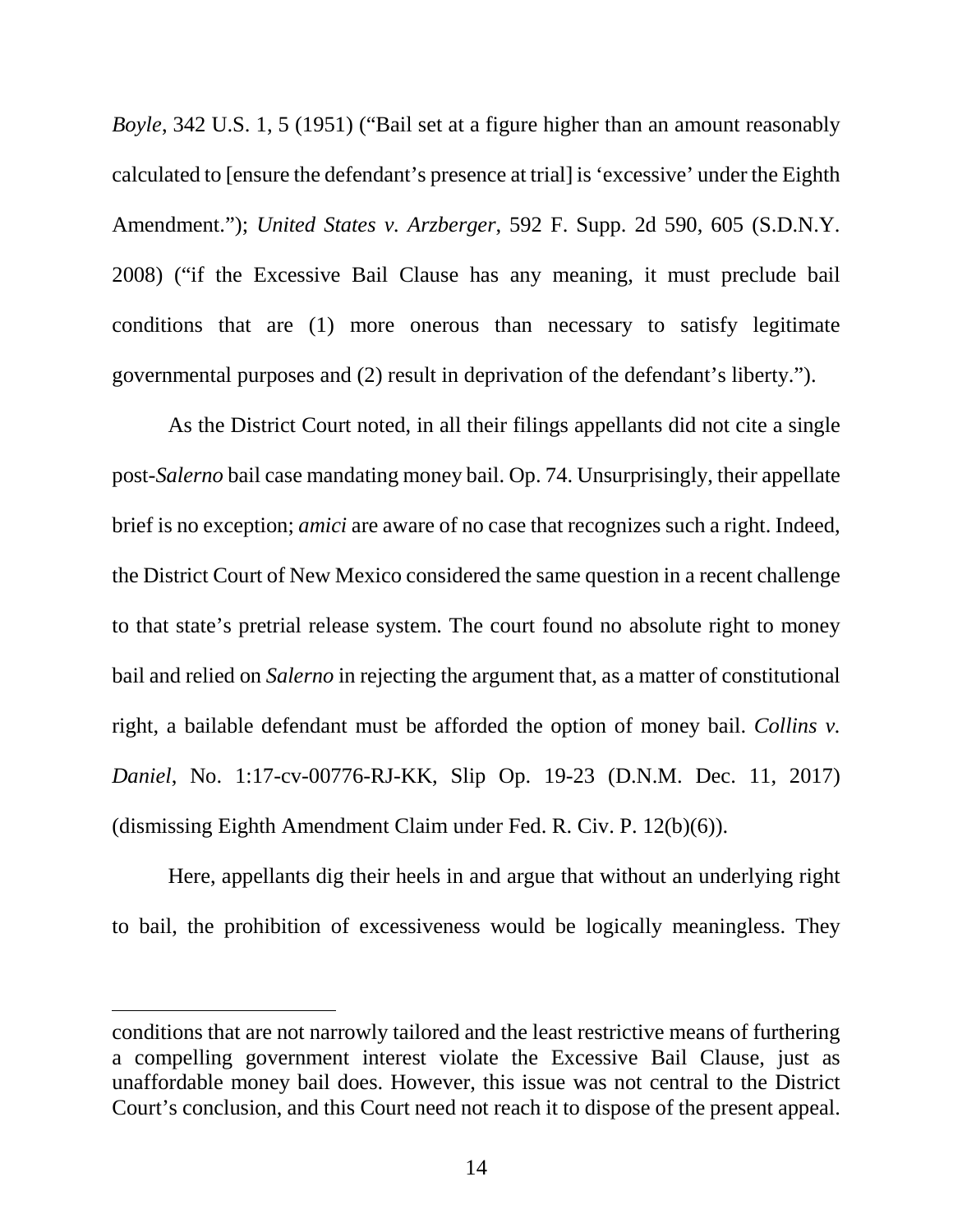*Boyle*, 342 U.S. 1, 5 (1951) ("Bail set at a figure higher than an amount reasonably calculated to [ensure the defendant's presence at trial] is 'excessive' under the Eighth Amendment."); *United States v. Arzberger*, 592 F. Supp. 2d 590, 605 (S.D.N.Y. 2008) ("if the Excessive Bail Clause has any meaning, it must preclude bail conditions that are (1) more onerous than necessary to satisfy legitimate governmental purposes and (2) result in deprivation of the defendant's liberty.").

As the District Court noted, in all their filings appellants did not cite a single post-*Salerno* bail case mandating money bail. Op. 74. Unsurprisingly, their appellate brief is no exception; *amici* are aware of no case that recognizes such a right. Indeed, the District Court of New Mexico considered the same question in a recent challenge to that state's pretrial release system. The court found no absolute right to money bail and relied on *Salerno* in rejecting the argument that, as a matter of constitutional right, a bailable defendant must be afforded the option of money bail. *Collins v. Daniel*, No. 1:17-cv-00776-RJ-KK, Slip Op. 19-23 (D.N.M. Dec. 11, 2017) (dismissing Eighth Amendment Claim under Fed. R. Civ. P. 12(b)(6)).

Here, appellants dig their heels in and argue that without an underlying right to bail, the prohibition of excessiveness would be logically meaningless. They

---

conditions that are not narrowly tailored and the least restrictive means of furthering a compelling government interest violate the Excessive Bail Clause, just as unaffordable money bail does. However, this issue was not central to the District Court's conclusion, and this Court need not reach it to dispose of the present appeal.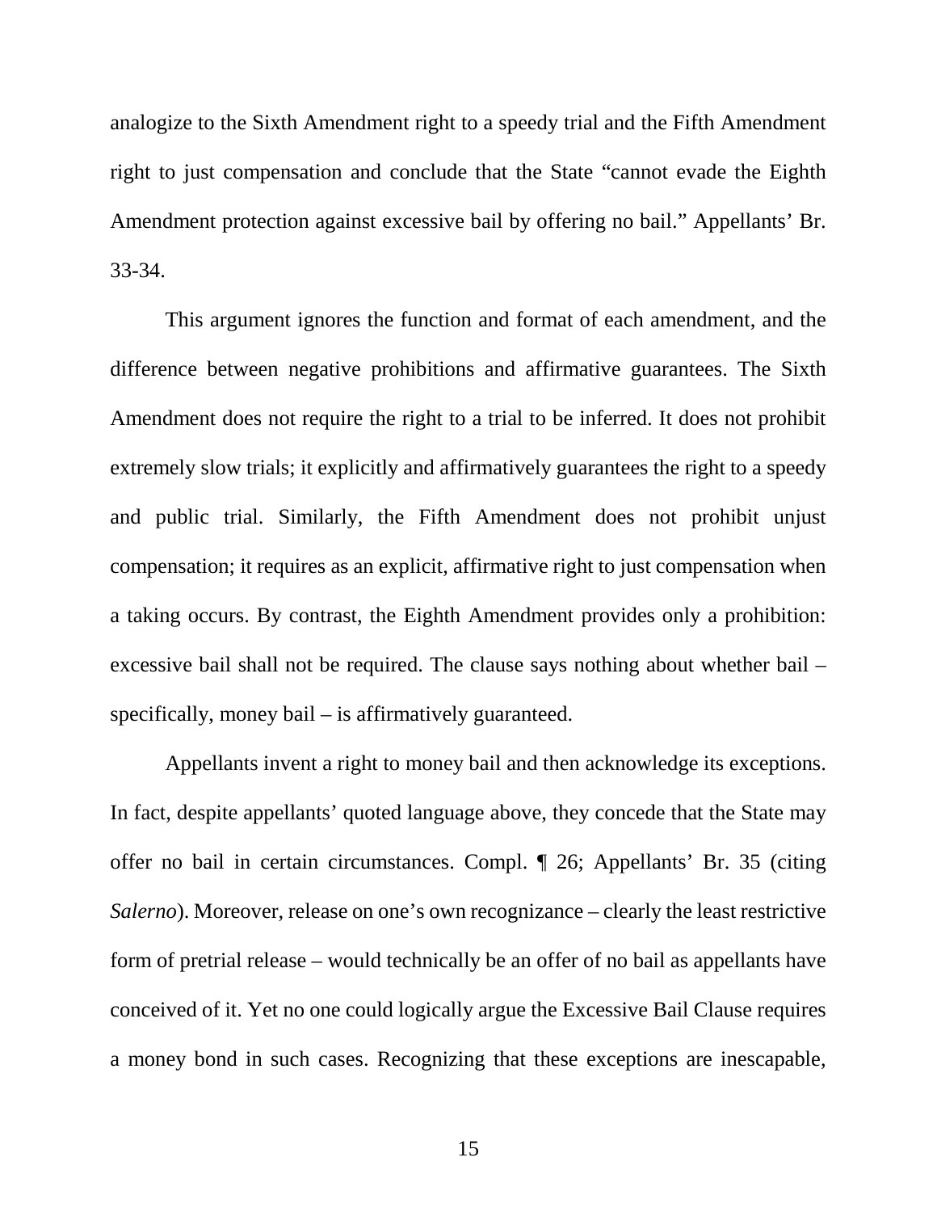analogize to the Sixth Amendment right to a speedy trial and the Fifth Amendment right to just compensation and conclude that the State "cannot evade the Eighth Amendment protection against excessive bail by offering no bail." Appellants' Br. 33-34.

This argument ignores the function and format of each amendment, and the difference between negative prohibitions and affirmative guarantees. The Sixth Amendment does not require the right to a trial to be inferred. It does not prohibit extremely slow trials; it explicitly and affirmatively guarantees the right to a speedy and public trial. Similarly, the Fifth Amendment does not prohibit unjust compensation; it requires as an explicit, affirmative right to just compensation when a taking occurs. By contrast, the Eighth Amendment provides only a prohibition: excessive bail shall not be required. The clause says nothing about whether bail – specifically, money bail – is affirmatively guaranteed.

Appellants invent a right to money bail and then acknowledge its exceptions. In fact, despite appellants' quoted language above, they concede that the State may offer no bail in certain circumstances. Compl. ¶ 26; Appellants' Br. 35 (citing *Salerno*). Moreover, release on one's own recognizance – clearly the least restrictive form of pretrial release – would technically be an offer of no bail as appellants have conceived of it. Yet no one could logically argue the Excessive Bail Clause requires a money bond in such cases. Recognizing that these exceptions are inescapable,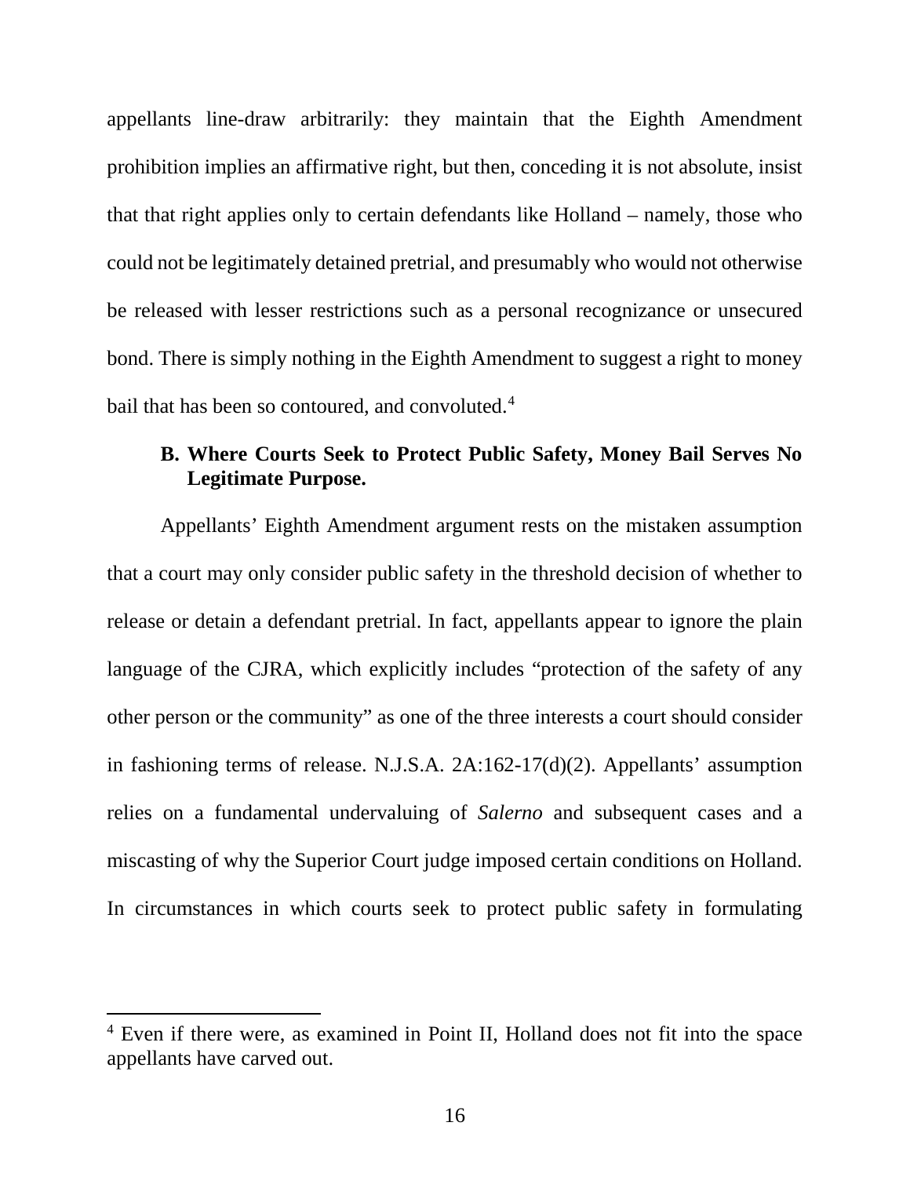appellants line-draw arbitrarily: they maintain that the Eighth Amendment prohibition implies an affirmative right, but then, conceding it is not absolute, insist that that right applies only to certain defendants like Holland – namely, those who could not be legitimately detained pretrial, and presumably who would not otherwise be released with lesser restrictions such as a personal recognizance or unsecured bond. There is simply nothing in the Eighth Amendment to suggest a right to money bail that has been so contoured, and convoluted.[4]

### B. Where Courts Seek to Protect Public Safety, Money Bail Serves No Legitimate Purpose.

Appellants' Eighth Amendment argument rests on the mistaken assumption that a court may only consider public safety in the threshold decision of whether to release or detain a defendant pretrial. In fact, appellants appear to ignore the plain language of the CJRA, which explicitly includes "protection of the safety of any other person or the community" as one of the three interests a court should consider in fashioning terms of release. N.J.S.A. 2A:162-17(d)(2). Appellants' assumption relies on a fundamental undervaluing of *Salerno* and subsequent cases and a miscasting of why the Superior Court judge imposed certain conditions on Holland. In circumstances in which courts seek to protect public safety in formulating

---

[4] Even if there were, as examined in Point II, Holland does not fit into the space appellants have carved out.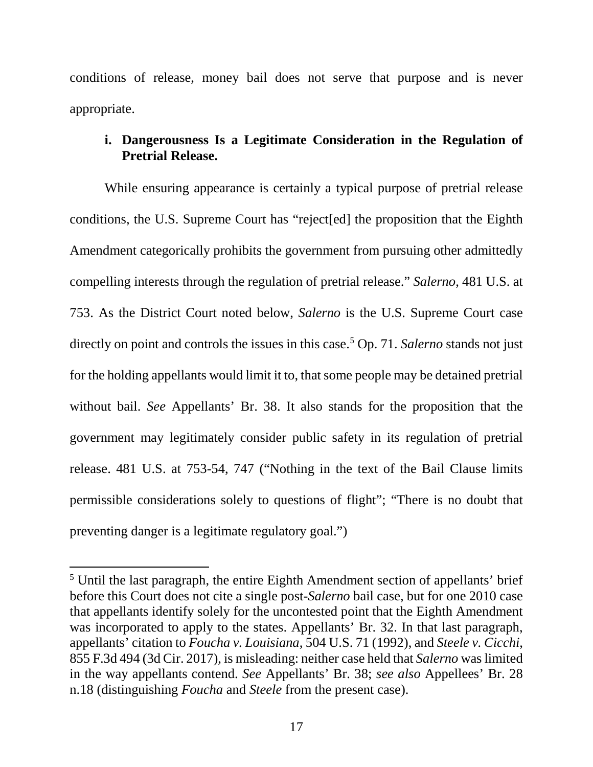conditions of release, money bail does not serve that purpose and is never appropriate.

**i. Dangerousness Is a Legitimate Consideration in the Regulation of Pretrial Release.**

While ensuring appearance is certainly a typical purpose of pretrial release conditions, the U.S. Supreme Court has "reject[ed] the proposition that the Eighth Amendment categorically prohibits the government from pursuing other admittedly compelling interests through the regulation of pretrial release." *Salerno*, 481 U.S. at 753. As the District Court noted below, *Salerno* is the U.S. Supreme Court case directly on point and controls the issues in this case.[5] Op. 71. *Salerno* stands not just for the holding appellants would limit it to, that some people may be detained pretrial without bail. *See* Appellants' Br. 38. It also stands for the proposition that the government may legitimately consider public safety in its regulation of pretrial release. 481 U.S. at 753-54, 747 ("Nothing in the text of the Bail Clause limits permissible considerations solely to questions of flight"; "There is no doubt that preventing danger is a legitimate regulatory goal.")

---

[5] Until the last paragraph, the entire Eighth Amendment section of appellants' brief before this Court does not cite a single post-*Salerno* bail case, but for one 2010 case that appellants identify solely for the uncontested point that the Eighth Amendment was incorporated to apply to the states. Appellants' Br. 32. In that last paragraph, appellants' citation to *Foucha v. Louisiana*, 504 U.S. 71 (1992), and *Steele v. Cicchi*, 855 F.3d 494 (3d Cir. 2017), is misleading: neither case held that *Salerno* was limited in the way appellants contend. *See* Appellants' Br. 38; *see also* Appellees' Br. 28 n.18 (distinguishing *Foucha* and *Steele* from the present case).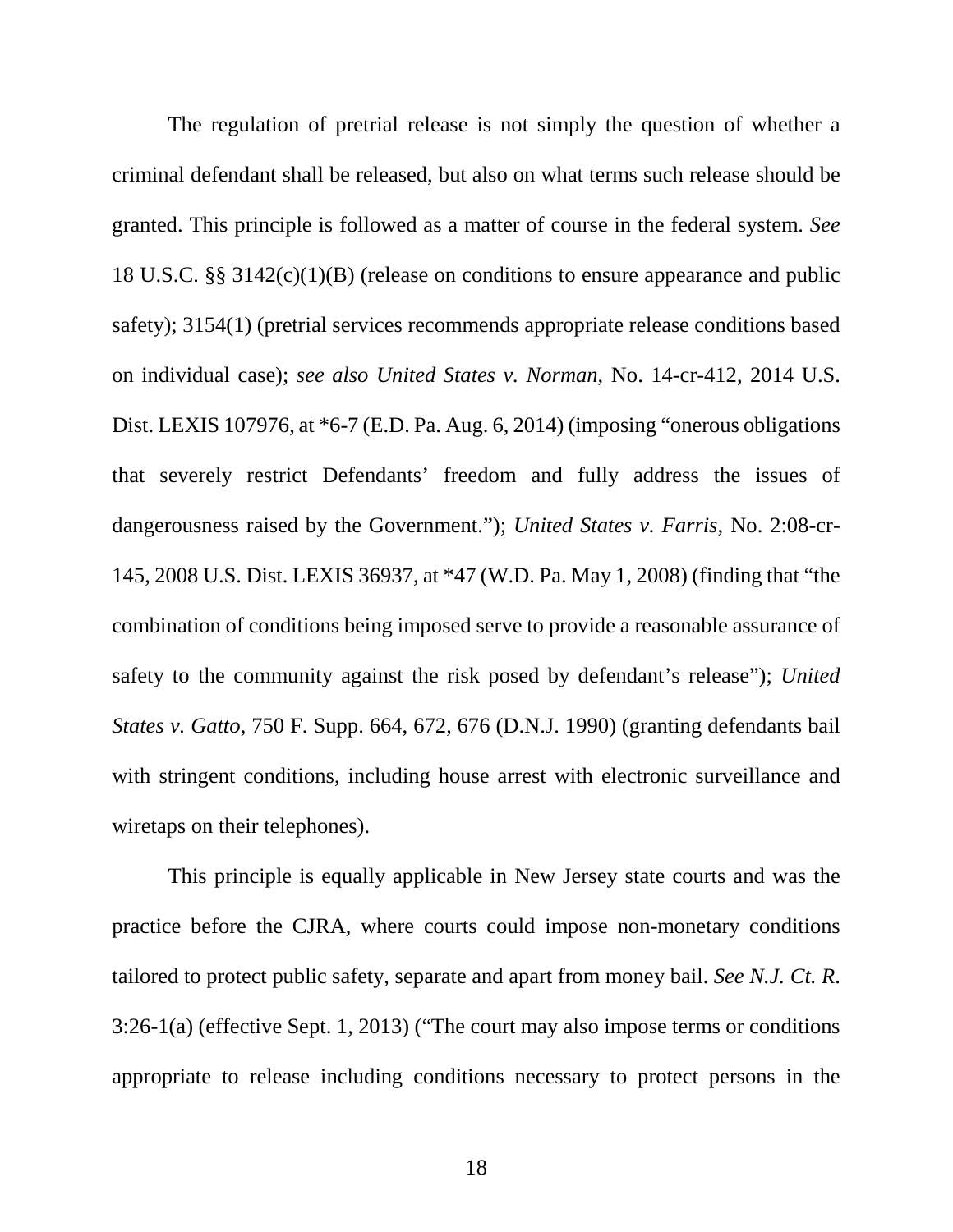The regulation of pretrial release is not simply the question of whether a criminal defendant shall be released, but also on what terms such release should be granted. This principle is followed as a matter of course in the federal system. *See* 18 U.S.C. §§ 3142(c)(1)(B) (release on conditions to ensure appearance and public safety); 3154(1) (pretrial services recommends appropriate release conditions based on individual case); *see also United States v. Norman*, No. 14-cr-412, 2014 U.S. Dist. LEXIS 107976, at *6-7 (E.D. Pa. Aug. 6, 2014) (imposing "onerous obligations that severely restrict Defendants' freedom and fully address the issues of dangerousness raised by the Government."); *United States v. Farris,* No. 2:08-cr-145, 2008 U.S. Dist. LEXIS 36937, at *47 (W.D. Pa. May 1, 2008) (finding that "the combination of conditions being imposed serve to provide a reasonable assurance of safety to the community against the risk posed by defendant's release"); *United States v. Gatto*, 750 F. Supp. 664, 672, 676 (D.N.J. 1990) (granting defendants bail with stringent conditions, including house arrest with electronic surveillance and wiretaps on their telephones).

This principle is equally applicable in New Jersey state courts and was the practice before the CJRA, where courts could impose non-monetary conditions tailored to protect public safety, separate and apart from money bail. *See N.J. Ct. R.* 3:26-1(a) (effective Sept. 1, 2013) ("The court may also impose terms or conditions appropriate to release including conditions necessary to protect persons in the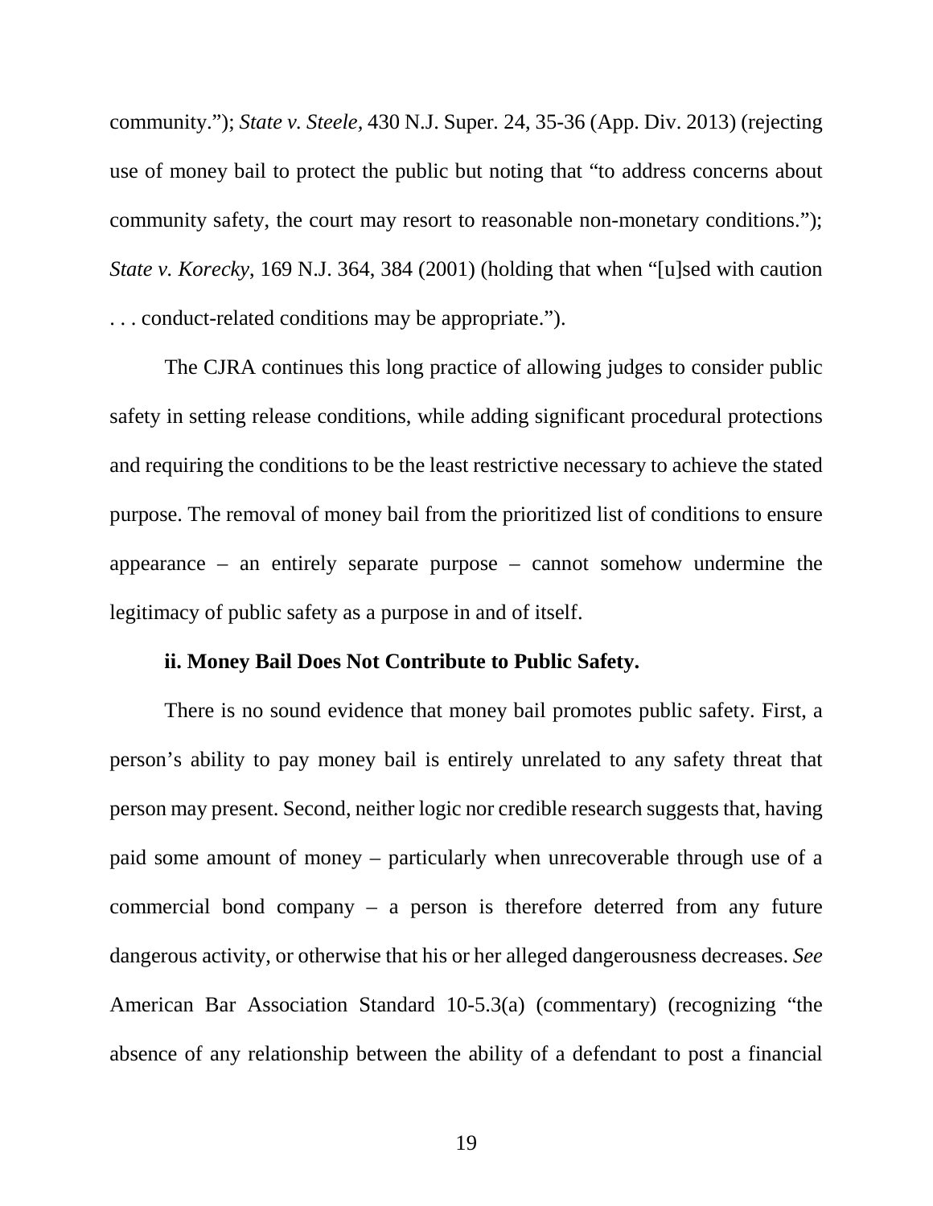community."); *State v. Steele*, 430 N.J. Super. 24, 35-36 (App. Div. 2013) (rejecting use of money bail to protect the public but noting that "to address concerns about community safety, the court may resort to reasonable non-monetary conditions."); *State v. Korecky*, 169 N.J. 364, 384 (2001) (holding that when "[u]sed with caution . . . conduct-related conditions may be appropriate.").

The CJRA continues this long practice of allowing judges to consider public safety in setting release conditions, while adding significant procedural protections and requiring the conditions to be the least restrictive necessary to achieve the stated purpose. The removal of money bail from the prioritized list of conditions to ensure appearance – an entirely separate purpose – cannot somehow undermine the legitimacy of public safety as a purpose in and of itself.

**ii. Money Bail Does Not Contribute to Public Safety.**

There is no sound evidence that money bail promotes public safety. First, a person's ability to pay money bail is entirely unrelated to any safety threat that person may present. Second, neither logic nor credible research suggests that, having paid some amount of money – particularly when unrecoverable through use of a commercial bond company – a person is therefore deterred from any future dangerous activity, or otherwise that his or her alleged dangerousness decreases. *See* American Bar Association Standard 10-5.3(a) (commentary) (recognizing "the absence of any relationship between the ability of a defendant to post a financial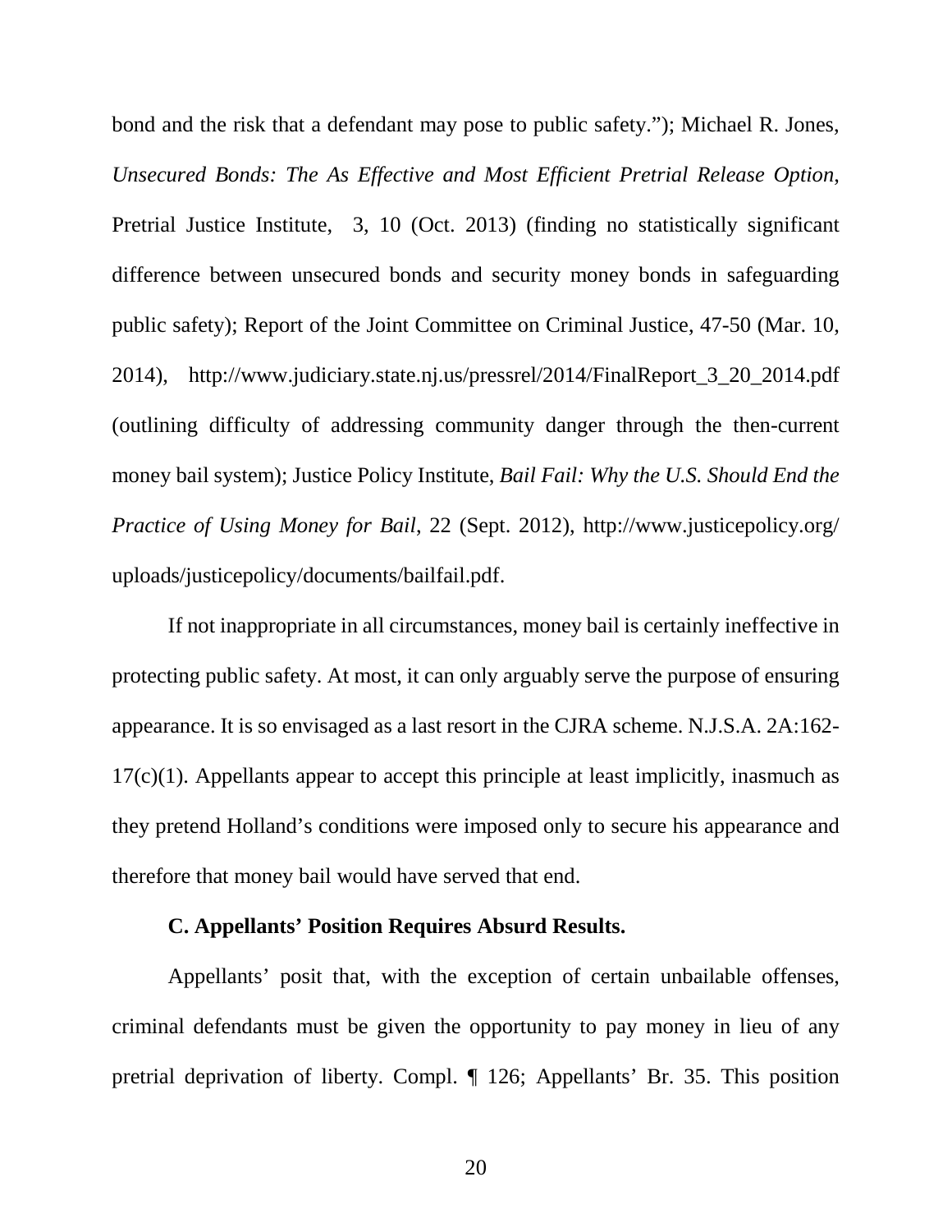bond and the risk that a defendant may pose to public safety."); Michael R. Jones, *Unsecured Bonds: The As Effective and Most Efficient Pretrial Release Option*, Pretrial Justice Institute, 3, 10 (Oct. 2013) (finding no statistically significant difference between unsecured bonds and security money bonds in safeguarding public safety); Report of the Joint Committee on Criminal Justice, 47-50 (Mar. 10, 2014), http://www.judiciary.state.nj.us/pressrel/2014/FinalReport_3_20_2014.pdf (outlining difficulty of addressing community danger through the then-current money bail system); Justice Policy Institute, *Bail Fail: Why the U.S. Should End the Practice of Using Money for Bail*, 22 (Sept. 2012), http://www.justicepolicy.org/uploads/justicepolicy/documents/bailfail.pdf.

If not inappropriate in all circumstances, money bail is certainly ineffective in protecting public safety. At most, it can only arguably serve the purpose of ensuring appearance. It is so envisaged as a last resort in the CJRA scheme. N.J.S.A. 2A:162-17(c)(1). Appellants appear to accept this principle at least implicitly, inasmuch as they pretend Holland's conditions were imposed only to secure his appearance and therefore that money bail would have served that end.

### C. Appellants' Position Requires Absurd Results.

Appellants' posit that, with the exception of certain unbailable offenses, criminal defendants must be given the opportunity to pay money in lieu of any pretrial deprivation of liberty. Compl. ¶ 126; Appellants' Br. 35. This position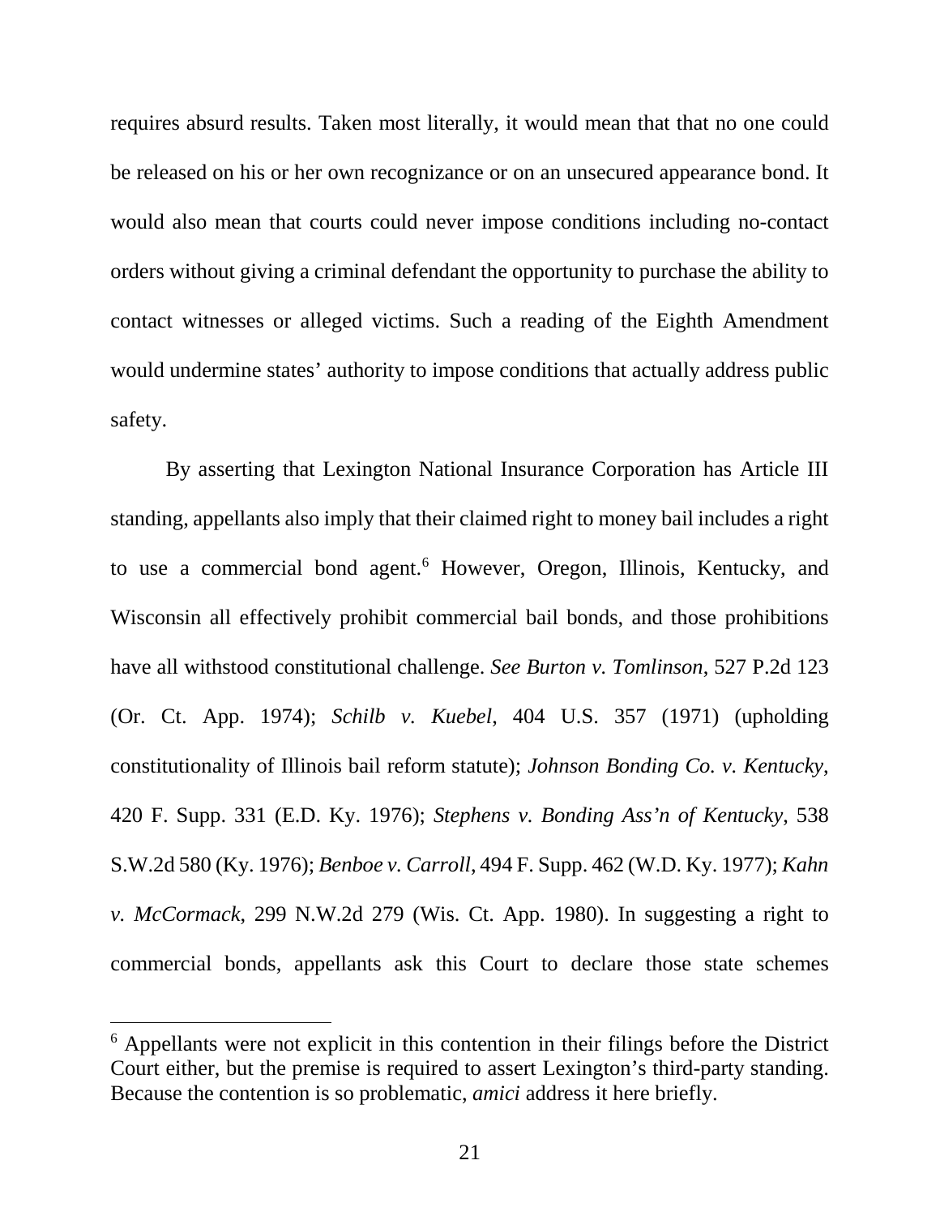requires absurd results. Taken most literally, it would mean that that no one could be released on his or her own recognizance or on an unsecured appearance bond. It would also mean that courts could never impose conditions including no-contact orders without giving a criminal defendant the opportunity to purchase the ability to contact witnesses or alleged victims. Such a reading of the Eighth Amendment would undermine states' authority to impose conditions that actually address public safety.

By asserting that Lexington National Insurance Corporation has Article III standing, appellants also imply that their claimed right to money bail includes a right to use a commercial bond agent.[6] However, Oregon, Illinois, Kentucky, and Wisconsin all effectively prohibit commercial bail bonds, and those prohibitions have all withstood constitutional challenge. *See Burton v. Tomlinson*, 527 P.2d 123 (Or. Ct. App. 1974); *Schilb v. Kuebel*, 404 U.S. 357 (1971) (upholding constitutionality of Illinois bail reform statute); *Johnson Bonding Co. v. Kentucky*, 420 F. Supp. 331 (E.D. Ky. 1976); *Stephens v. Bonding Ass'n of Kentucky*, 538 S.W.2d 580 (Ky. 1976); *Benboe v. Carroll*, 494 F. Supp. 462 (W.D. Ky. 1977); *Kahn v. McCormack*, 299 N.W.2d 279 (Wis. Ct. App. 1980). In suggesting a right to commercial bonds, appellants ask this Court to declare those state schemes

[6] Appellants were not explicit in this contention in their filings before the District Court either, but the premise is required to assert Lexington's third-party standing. Because the contention is so problematic, *amici* address it here briefly.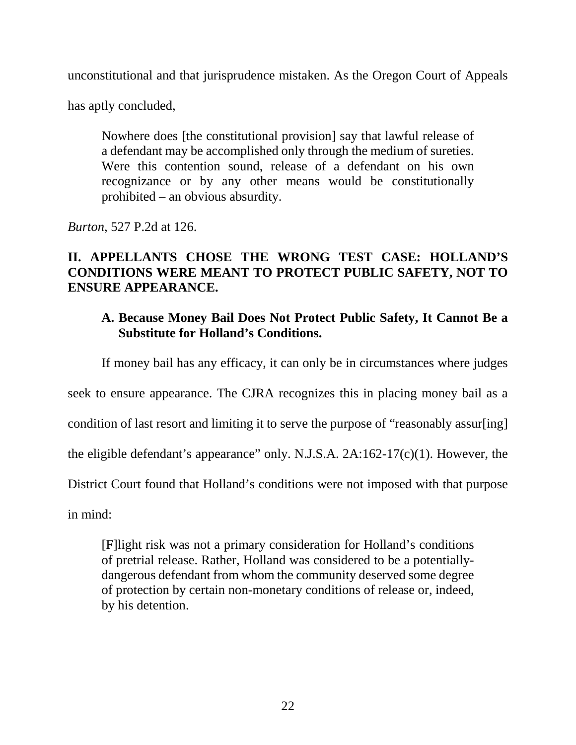unconstitutional and that jurisprudence mistaken. As the Oregon Court of Appeals has aptly concluded,

> Nowhere does [the constitutional provision] say that lawful release of a defendant may be accomplished only through the medium of sureties. Were this contention sound, release of a defendant on his own recognizance or by any other means would be constitutionally prohibited – an obvious absurdity.

*Burton*, 527 P.2d at 126.

## II. APPELLANTS CHOSE THE WRONG TEST CASE: HOLLAND'S CONDITIONS WERE MEANT TO PROTECT PUBLIC SAFETY, NOT TO ENSURE APPEARANCE.

### A. Because Money Bail Does Not Protect Public Safety, It Cannot Be a Substitute for Holland's Conditions.

If money bail has any efficacy, it can only be in circumstances where judges seek to ensure appearance. The CJRA recognizes this in placing money bail as a condition of last resort and limiting it to serve the purpose of "reasonably assur[ing] the eligible defendant's appearance" only. N.J.S.A. 2A:162-17(c)(1). However, the District Court found that Holland's conditions were not imposed with that purpose in mind:

> [F]light risk was not a primary consideration for Holland's conditions of pretrial release. Rather, Holland was considered to be a potentially-dangerous defendant from whom the community deserved some degree of protection by certain non-monetary conditions of release or, indeed, by his detention.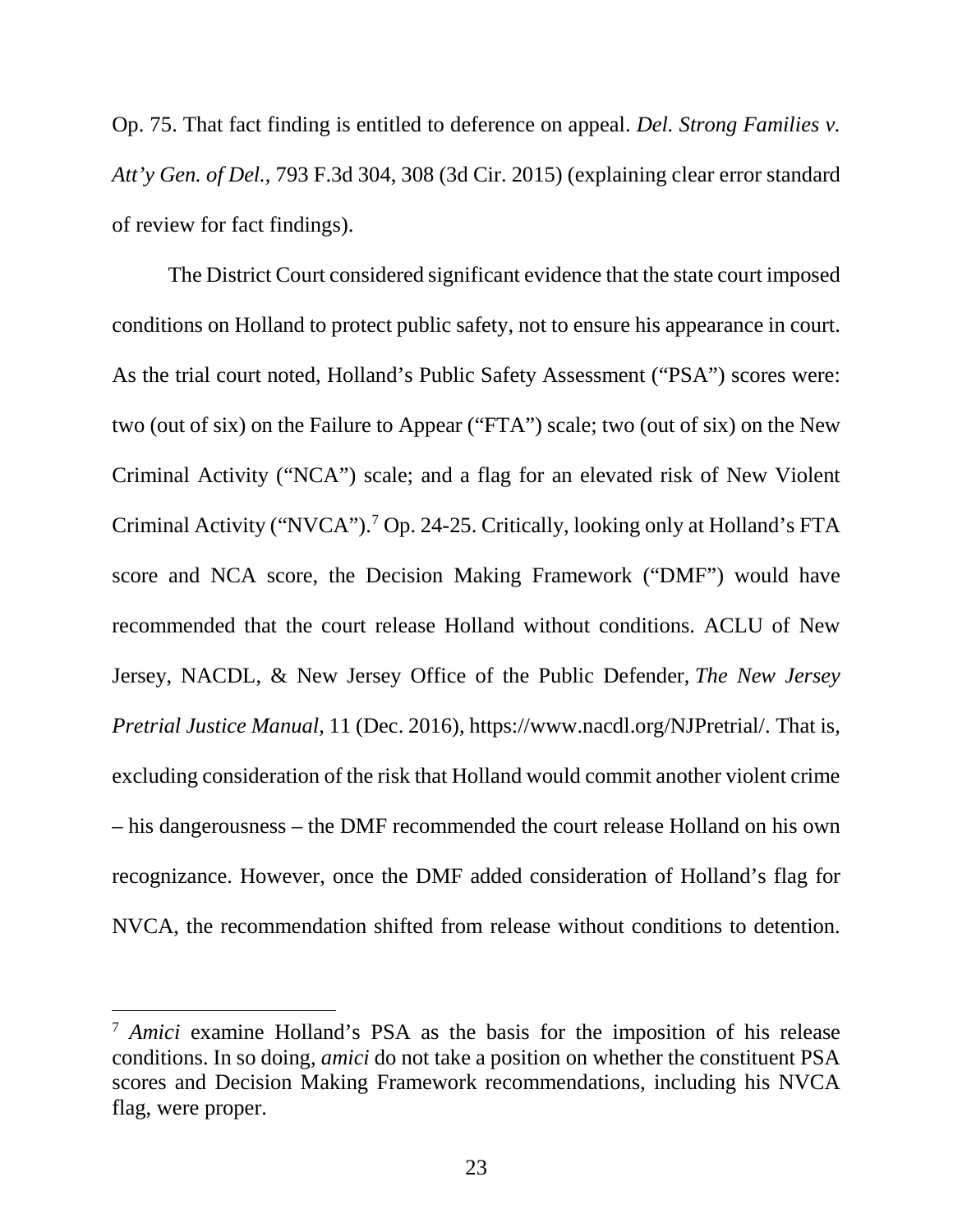Op. 75. That fact finding is entitled to deference on appeal. *Del. Strong Families v. Att'y Gen. of Del.*, 793 F.3d 304, 308 (3d Cir. 2015) (explaining clear error standard of review for fact findings).

The District Court considered significant evidence that the state court imposed conditions on Holland to protect public safety, not to ensure his appearance in court. As the trial court noted, Holland's Public Safety Assessment ("PSA") scores were: two (out of six) on the Failure to Appear ("FTA") scale; two (out of six) on the New Criminal Activity ("NCA") scale; and a flag for an elevated risk of New Violent Criminal Activity ("NVCA").[7] Op. 24-25. Critically, looking only at Holland's FTA score and NCA score, the Decision Making Framework ("DMF") would have recommended that the court release Holland without conditions. ACLU of New Jersey, NACDL, & New Jersey Office of the Public Defender, *The New Jersey Pretrial Justice Manual*, 11 (Dec. 2016), https://www.nacdl.org/NJPretrial/. That is, excluding consideration of the risk that Holland would commit another violent crime – his dangerousness – the DMF recommended the court release Holland on his own recognizance. However, once the DMF added consideration of Holland's flag for NVCA, the recommendation shifted from release without conditions to detention.

---

[7] *Amici* examine Holland's PSA as the basis for the imposition of his release conditions. In so doing, *amici* do not take a position on whether the constituent PSA scores and Decision Making Framework recommendations, including his NVCA flag, were proper.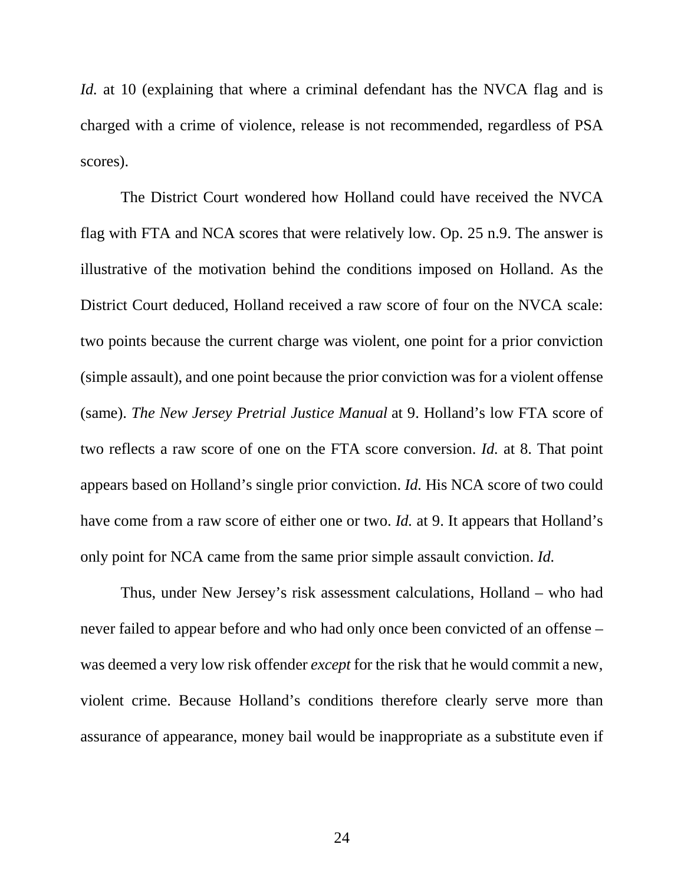*Id.* at 10 (explaining that where a criminal defendant has the NVCA flag and is charged with a crime of violence, release is not recommended, regardless of PSA scores).

The District Court wondered how Holland could have received the NVCA flag with FTA and NCA scores that were relatively low. Op. 25 n.9. The answer is illustrative of the motivation behind the conditions imposed on Holland. As the District Court deduced, Holland received a raw score of four on the NVCA scale: two points because the current charge was violent, one point for a prior conviction (simple assault), and one point because the prior conviction was for a violent offense (same). *The New Jersey Pretrial Justice Manual* at 9. Holland's low FTA score of two reflects a raw score of one on the FTA score conversion. *Id.* at 8. That point appears based on Holland's single prior conviction. *Id.* His NCA score of two could have come from a raw score of either one or two. *Id.* at 9. It appears that Holland's only point for NCA came from the same prior simple assault conviction. *Id.*

Thus, under New Jersey's risk assessment calculations, Holland – who had never failed to appear before and who had only once been convicted of an offense – was deemed a very low risk offender *except* for the risk that he would commit a new, violent crime. Because Holland's conditions therefore clearly serve more than assurance of appearance, money bail would be inappropriate as a substitute even if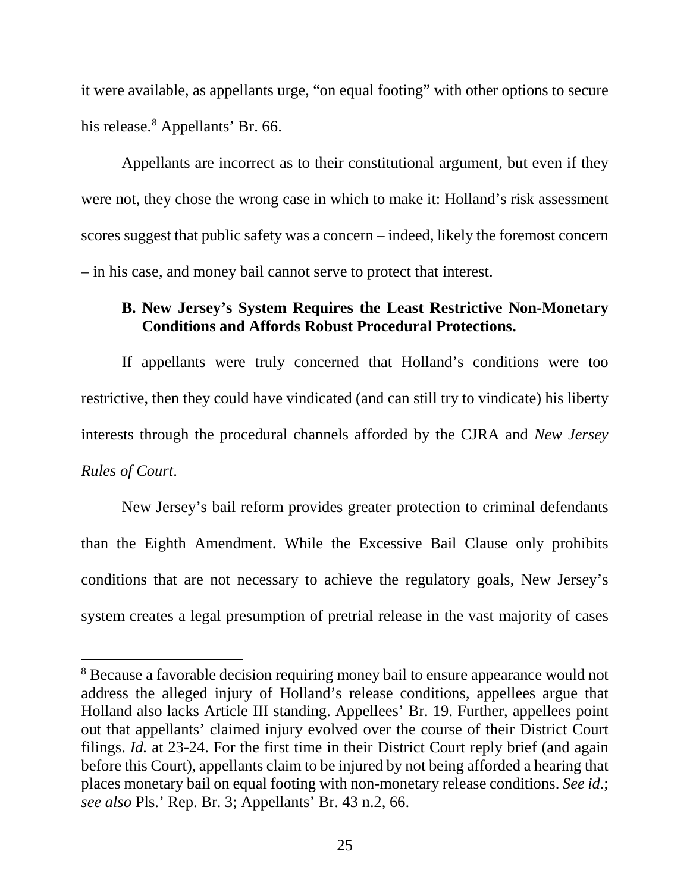it were available, as appellants urge, "on equal footing" with other options to secure his release.[8] Appellants' Br. 66.

Appellants are incorrect as to their constitutional argument, but even if they were not, they chose the wrong case in which to make it: Holland's risk assessment scores suggest that public safety was a concern – indeed, likely the foremost concern – in his case, and money bail cannot serve to protect that interest.

### B. New Jersey's System Requires the Least Restrictive Non-Monetary Conditions and Affords Robust Procedural Protections.

If appellants were truly concerned that Holland's conditions were too restrictive, then they could have vindicated (and can still try to vindicate) his liberty interests through the procedural channels afforded by the CJRA and *New Jersey Rules of Court*.

New Jersey's bail reform provides greater protection to criminal defendants than the Eighth Amendment. While the Excessive Bail Clause only prohibits conditions that are not necessary to achieve the regulatory goals, New Jersey's system creates a legal presumption of pretrial release in the vast majority of cases

---

[8] Because a favorable decision requiring money bail to ensure appearance would not address the alleged injury of Holland's release conditions, appellees argue that Holland also lacks Article III standing. Appellees' Br. 19. Further, appellees point out that appellants' claimed injury evolved over the course of their District Court filings. *Id.* at 23-24. For the first time in their District Court reply brief (and again before this Court), appellants claim to be injured by not being afforded a hearing that places monetary bail on equal footing with non-monetary release conditions. *See id.*; *see also* Pls.' Rep. Br. 3; Appellants' Br. 43 n.2, 66.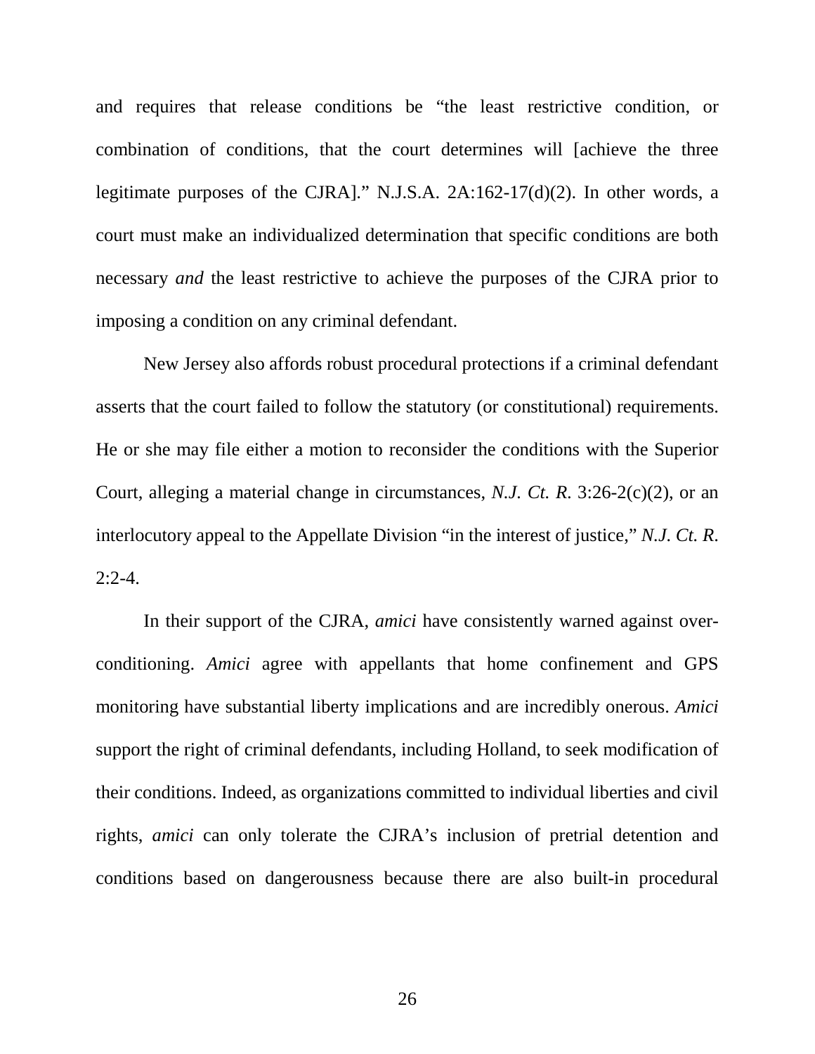and requires that release conditions be "the least restrictive condition, or combination of conditions, that the court determines will [achieve the three legitimate purposes of the CJRA]." N.J.S.A. 2A:162-17(d)(2). In other words, a court must make an individualized determination that specific conditions are both necessary *and* the least restrictive to achieve the purposes of the CJRA prior to imposing a condition on any criminal defendant.

New Jersey also affords robust procedural protections if a criminal defendant asserts that the court failed to follow the statutory (or constitutional) requirements. He or she may file either a motion to reconsider the conditions with the Superior Court, alleging a material change in circumstances, *N.J. Ct. R.* 3:26-2(c)(2), or an interlocutory appeal to the Appellate Division "in the interest of justice," *N.J. Ct. R.* 2:2-4.

In their support of the CJRA, *amici* have consistently warned against over-conditioning. *Amici* agree with appellants that home confinement and GPS monitoring have substantial liberty implications and are incredibly onerous. *Amici* support the right of criminal defendants, including Holland, to seek modification of their conditions. Indeed, as organizations committed to individual liberties and civil rights, *amici* can only tolerate the CJRA's inclusion of pretrial detention and conditions based on dangerousness because there are also built-in procedural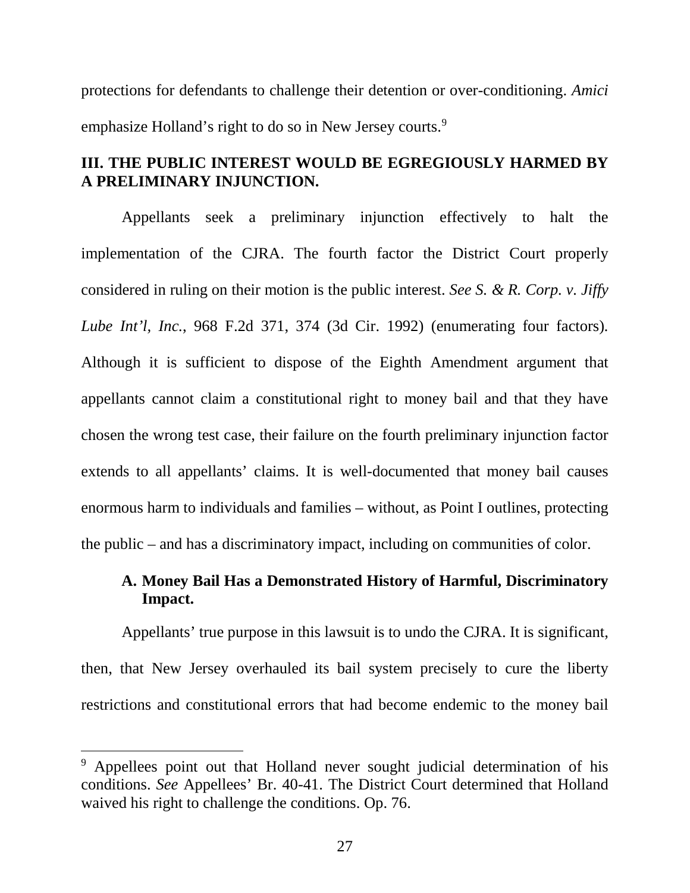protections for defendants to challenge their detention or over-conditioning. *Amici* emphasize Holland's right to do so in New Jersey courts.[9]

## III. THE PUBLIC INTEREST WOULD BE EGREGIOUSLY HARMED BY A PRELIMINARY INJUNCTION.

Appellants seek a preliminary injunction effectively to halt the implementation of the CJRA. The fourth factor the District Court properly considered in ruling on their motion is the public interest. *See S. & R. Corp. v. Jiffy Lube Int'l, Inc.*, 968 F.2d 371, 374 (3d Cir. 1992) (enumerating four factors). Although it is sufficient to dispose of the Eighth Amendment argument that appellants cannot claim a constitutional right to money bail and that they have chosen the wrong test case, their failure on the fourth preliminary injunction factor extends to all appellants' claims. It is well-documented that money bail causes enormous harm to individuals and families – without, as Point I outlines, protecting the public – and has a discriminatory impact, including on communities of color.

### A. Money Bail Has a Demonstrated History of Harmful, Discriminatory Impact.

Appellants' true purpose in this lawsuit is to undo the CJRA. It is significant, then, that New Jersey overhauled its bail system precisely to cure the liberty restrictions and constitutional errors that had become endemic to the money bail

[9] Appellees point out that Holland never sought judicial determination of his conditions. *See* Appellees' Br. 40-41. The District Court determined that Holland waived his right to challenge the conditions. Op. 76.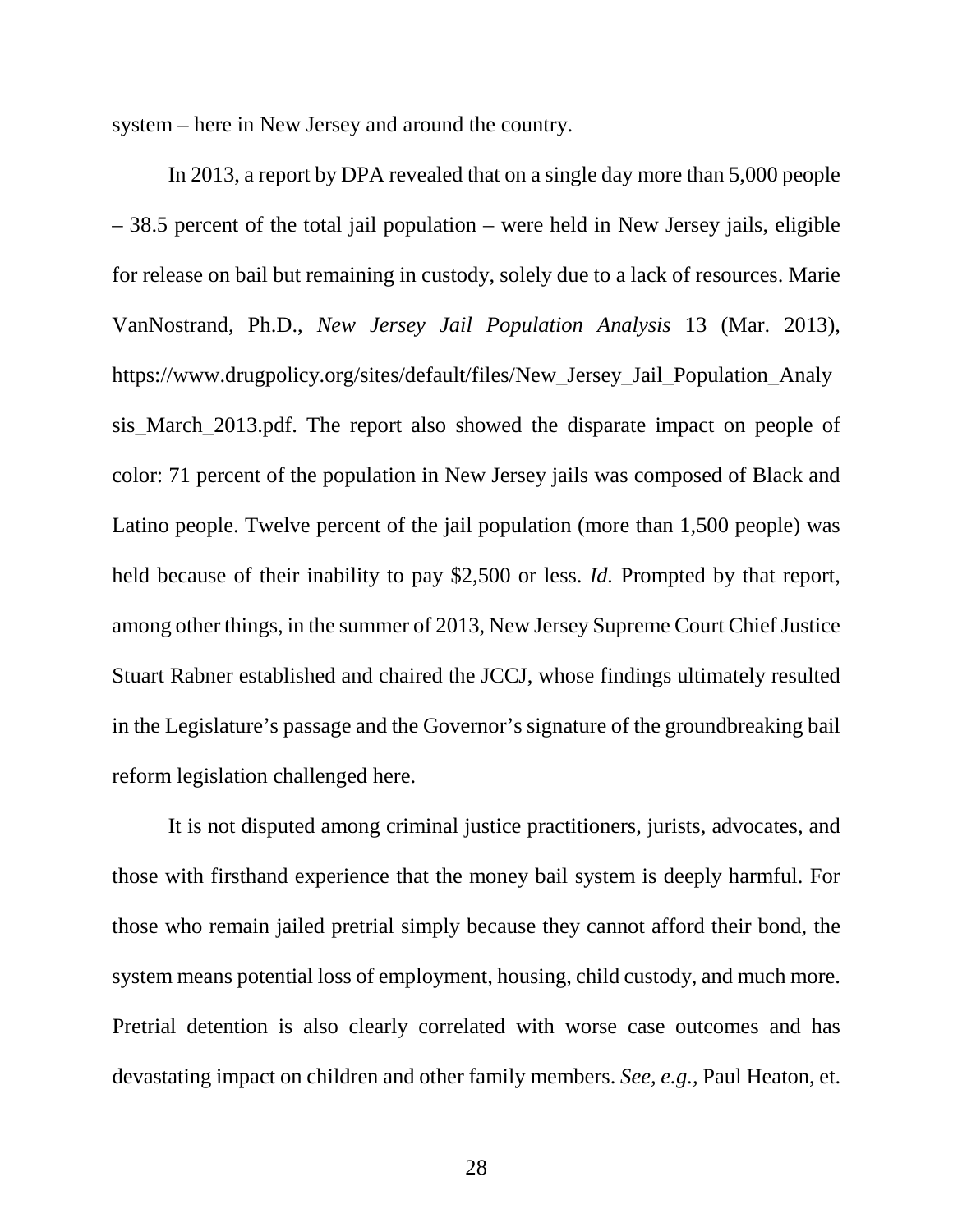system – here in New Jersey and around the country.

In 2013, a report by DPA revealed that on a single day more than 5,000 people – 38.5 percent of the total jail population – were held in New Jersey jails, eligible for release on bail but remaining in custody, solely due to a lack of resources. Marie VanNostrand, Ph.D., *New Jersey Jail Population Analysis* 13 (Mar. 2013), https://www.drugpolicy.org/sites/default/files/New_Jersey_Jail_Population_Analysis_March_2013.pdf. The report also showed the disparate impact on people of color: 71 percent of the population in New Jersey jails was composed of Black and Latino people. Twelve percent of the jail population (more than 1,500 people) was held because of their inability to pay $2,500 or less. *Id.* Prompted by that report, among other things, in the summer of 2013, New Jersey Supreme Court Chief Justice Stuart Rabner established and chaired the JCCJ, whose findings ultimately resulted in the Legislature's passage and the Governor's signature of the groundbreaking bail reform legislation challenged here.

It is not disputed among criminal justice practitioners, jurists, advocates, and those with firsthand experience that the money bail system is deeply harmful. For those who remain jailed pretrial simply because they cannot afford their bond, the system means potential loss of employment, housing, child custody, and much more. Pretrial detention is also clearly correlated with worse case outcomes and has devastating impact on children and other family members. *See, e.g.*, Paul Heaton, et.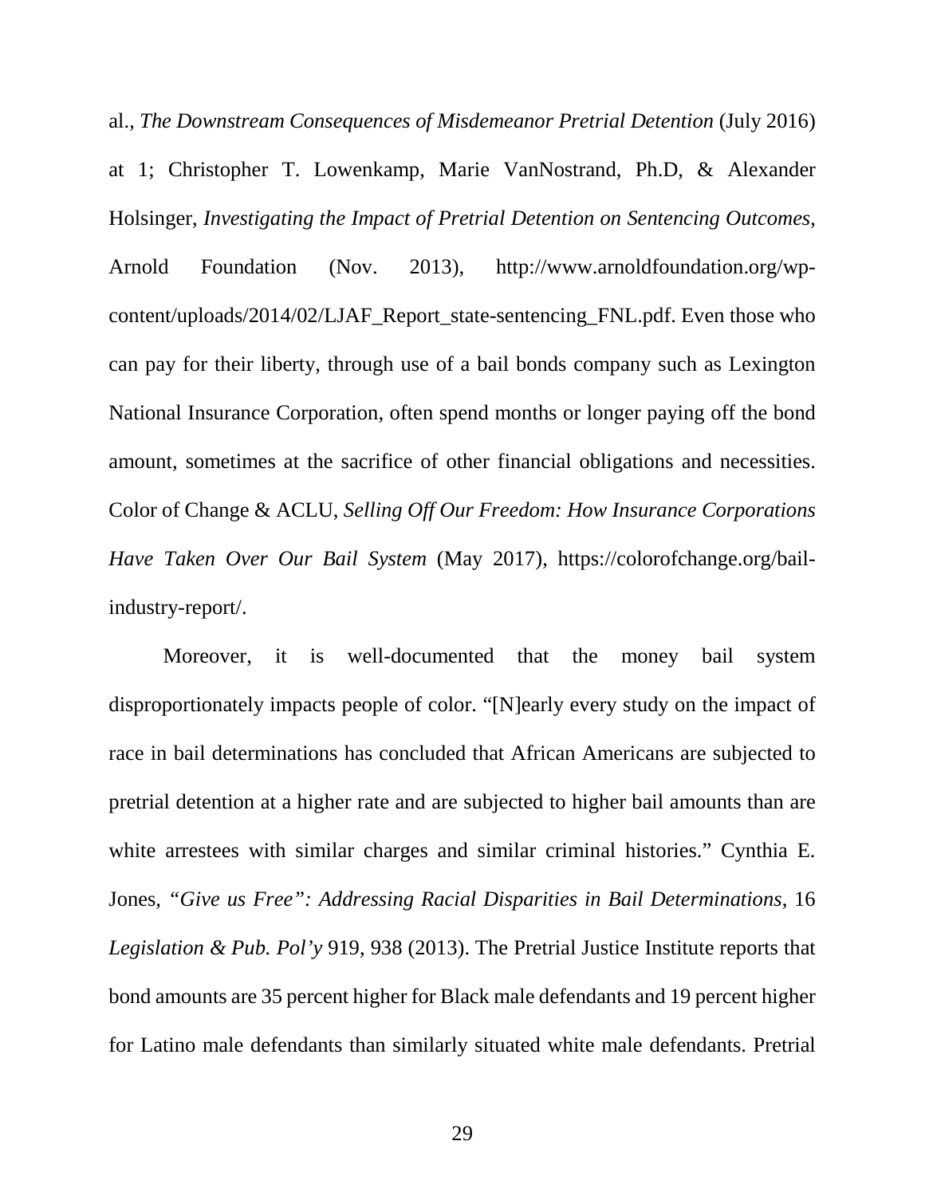al., *The Downstream Consequences of Misdemeanor Pretrial Detention* (July 2016) at 1; Christopher T. Lowenkamp, Marie VanNostrand, Ph.D, & Alexander Holsinger, *Investigating the Impact of Pretrial Detention on Sentencing Outcomes*, Arnold Foundation (Nov. 2013), http://www.arnoldfoundation.org/wp-content/uploads/2014/02/LJAF_Report_state-sentencing_FNL.pdf. Even those who can pay for their liberty, through use of a bail bonds company such as Lexington National Insurance Corporation, often spend months or longer paying off the bond amount, sometimes at the sacrifice of other financial obligations and necessities. Color of Change & ACLU, *Selling Off Our Freedom: How Insurance Corporations Have Taken Over Our Bail System* (May 2017), https://colorofchange.org/bail-industry-report/.

Moreover, it is well-documented that the money bail system disproportionately impacts people of color. "[N]early every study on the impact of race in bail determinations has concluded that African Americans are subjected to pretrial detention at a higher rate and are subjected to higher bail amounts than are white arrestees with similar charges and similar criminal histories." Cynthia E. Jones, *"Give us Free": Addressing Racial Disparities in Bail Determinations*, 16 *Legislation & Pub. Pol'y* 919, 938 (2013). The Pretrial Justice Institute reports that bond amounts are 35 percent higher for Black male defendants and 19 percent higher for Latino male defendants than similarly situated white male defendants. Pretrial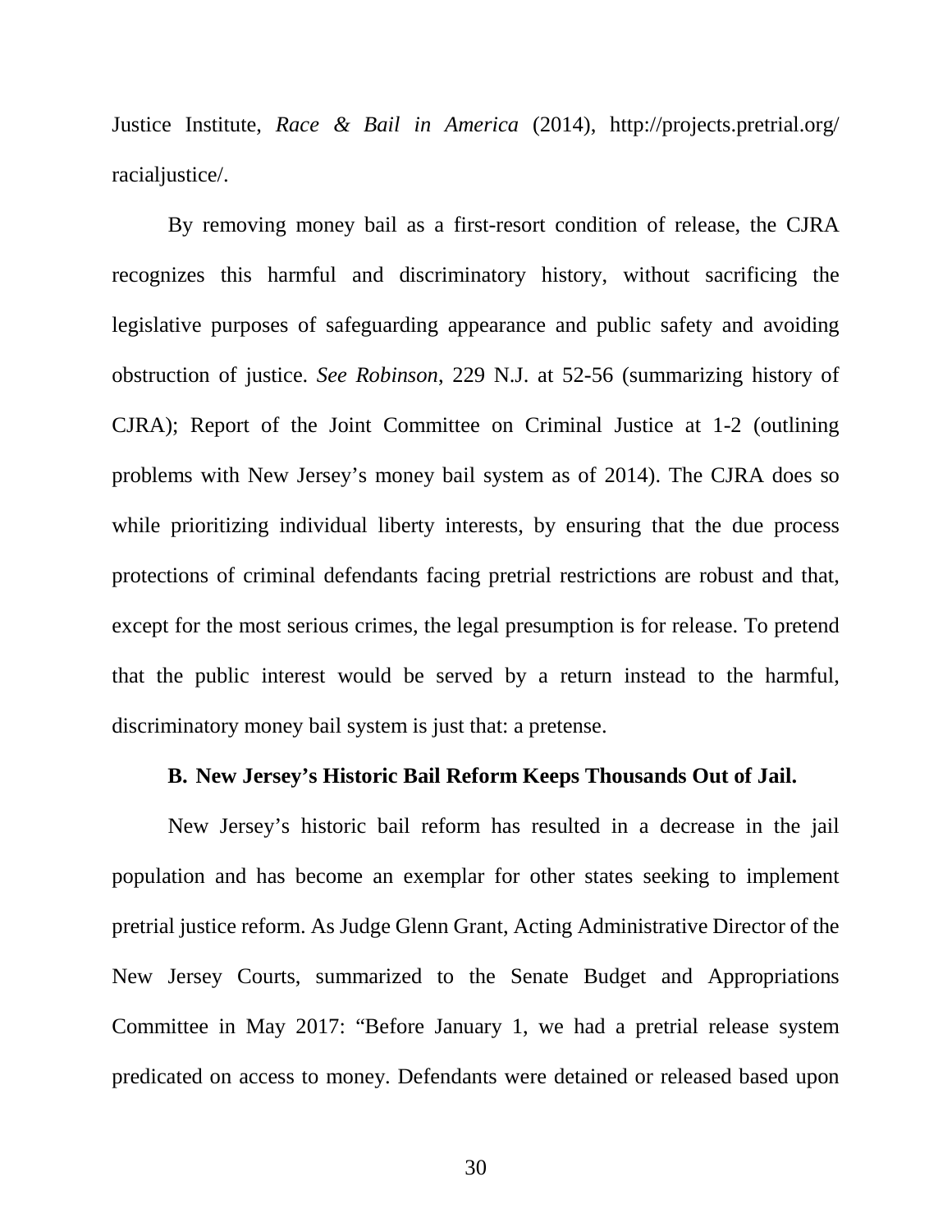Justice Institute, *Race & Bail in America* (2014), http://projects.pretrial.org/ racialjustice/.

By removing money bail as a first-resort condition of release, the CJRA recognizes this harmful and discriminatory history, without sacrificing the legislative purposes of safeguarding appearance and public safety and avoiding obstruction of justice. *See Robinson*, 229 N.J. at 52-56 (summarizing history of CJRA); Report of the Joint Committee on Criminal Justice at 1-2 (outlining problems with New Jersey's money bail system as of 2014). The CJRA does so while prioritizing individual liberty interests, by ensuring that the due process protections of criminal defendants facing pretrial restrictions are robust and that, except for the most serious crimes, the legal presumption is for release. To pretend that the public interest would be served by a return instead to the harmful, discriminatory money bail system is just that: a pretense.

### B. New Jersey's Historic Bail Reform Keeps Thousands Out of Jail.

New Jersey's historic bail reform has resulted in a decrease in the jail population and has become an exemplar for other states seeking to implement pretrial justice reform. As Judge Glenn Grant, Acting Administrative Director of the New Jersey Courts, summarized to the Senate Budget and Appropriations Committee in May 2017: "Before January 1, we had a pretrial release system predicated on access to money. Defendants were detained or released based upon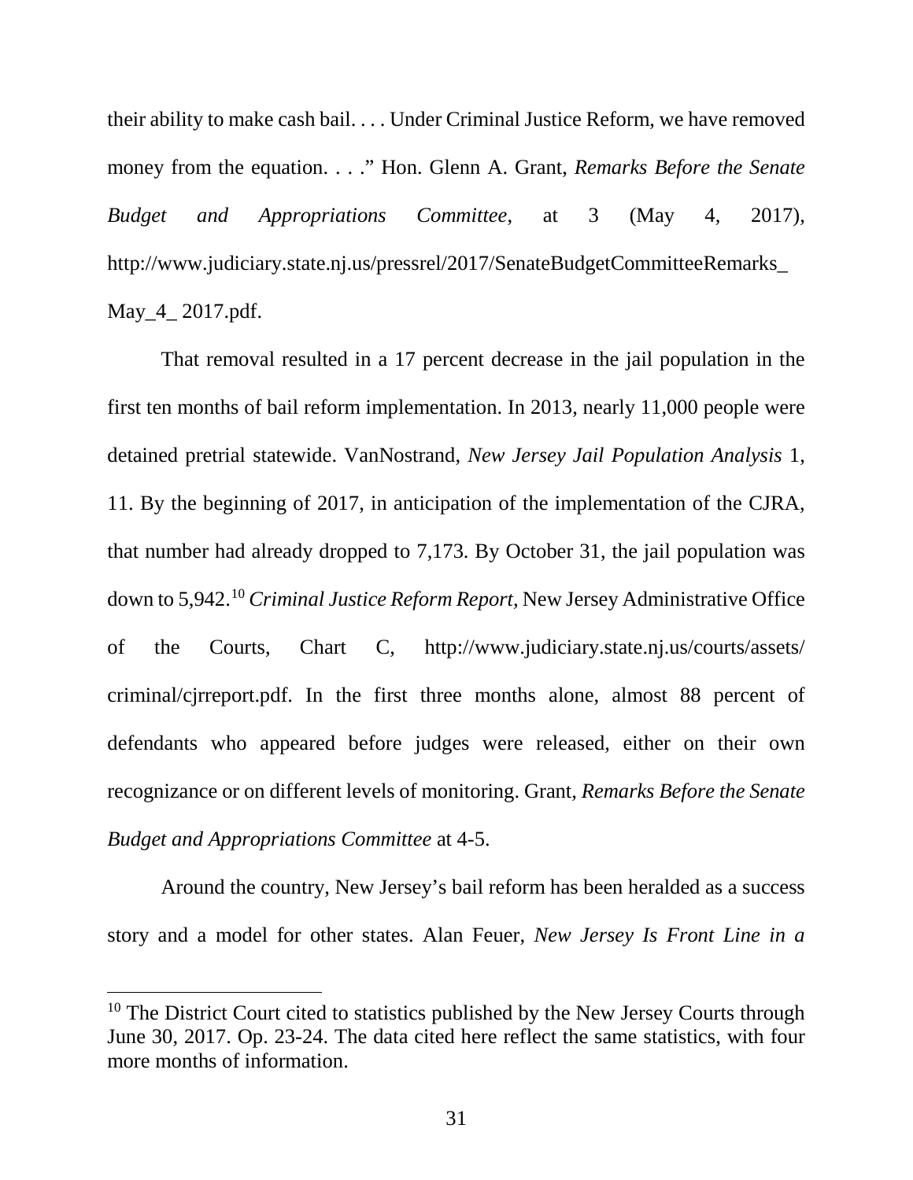their ability to make cash bail. . . . Under Criminal Justice Reform, we have removed money from the equation. . . ." Hon. Glenn A. Grant, *Remarks Before the Senate Budget and Appropriations Committee*, at 3 (May 4, 2017), http://www.judiciary.state.nj.us/pressrel/2017/SenateBudgetCommitteeRemarks_May_4_ 2017.pdf.

That removal resulted in a 17 percent decrease in the jail population in the first ten months of bail reform implementation. In 2013, nearly 11,000 people were detained pretrial statewide. VanNostrand, *New Jersey Jail Population Analysis* 1, 11. By the beginning of 2017, in anticipation of the implementation of the CJRA, that number had already dropped to 7,173. By October 31, the jail population was down to 5,942.[10] *Criminal Justice Reform Report*, New Jersey Administrative Office of the Courts, Chart C, http://www.judiciary.state.nj.us/courts/assets/criminal/cjrreport.pdf. In the first three months alone, almost 88 percent of defendants who appeared before judges were released, either on their own recognizance or on different levels of monitoring. Grant, *Remarks Before the Senate Budget and Appropriations Committee* at 4-5.

Around the country, New Jersey's bail reform has been heralded as a success story and a model for other states. Alan Feuer, *New Jersey Is Front Line in a*

---

[10] The District Court cited to statistics published by the New Jersey Courts through June 30, 2017. Op. 23-24. The data cited here reflect the same statistics, with four more months of information.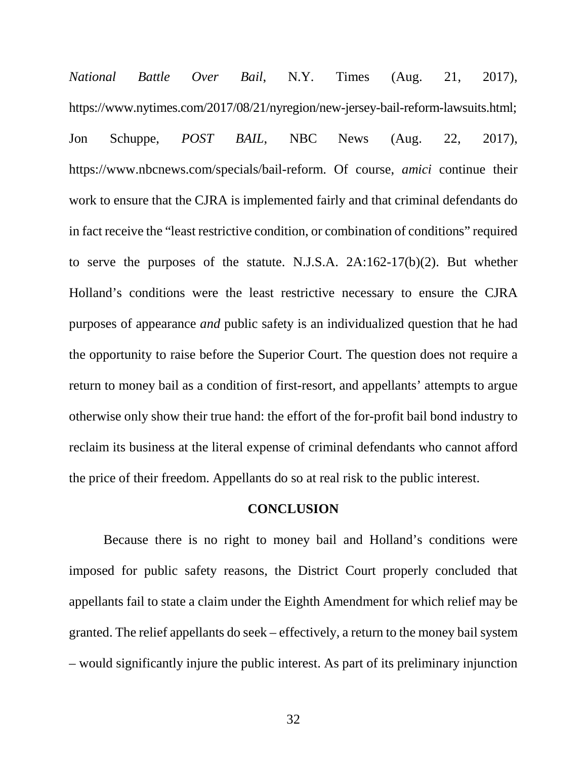*National Battle Over Bail*, N.Y. Times (Aug. 21, 2017), https://www.nytimes.com/2017/08/21/nyregion/new-jersey-bail-reform-lawsuits.html; Jon Schuppe, *POST BAIL*, NBC News (Aug. 22, 2017), https://www.nbcnews.com/specials/bail-reform. Of course, *amici* continue their work to ensure that the CJRA is implemented fairly and that criminal defendants do in fact receive the "least restrictive condition, or combination of conditions" required to serve the purposes of the statute. N.J.S.A. 2A:162-17(b)(2). But whether Holland's conditions were the least restrictive necessary to ensure the CJRA purposes of appearance *and* public safety is an individualized question that he had the opportunity to raise before the Superior Court. The question does not require a return to money bail as a condition of first-resort, and appellants' attempts to argue otherwise only show their true hand: the effort of the for-profit bail bond industry to reclaim its business at the literal expense of criminal defendants who cannot afford the price of their freedom. Appellants do so at real risk to the public interest.

## CONCLUSION

Because there is no right to money bail and Holland's conditions were imposed for public safety reasons, the District Court properly concluded that appellants fail to state a claim under the Eighth Amendment for which relief may be granted. The relief appellants do seek – effectively, a return to the money bail system – would significantly injure the public interest. As part of its preliminary injunction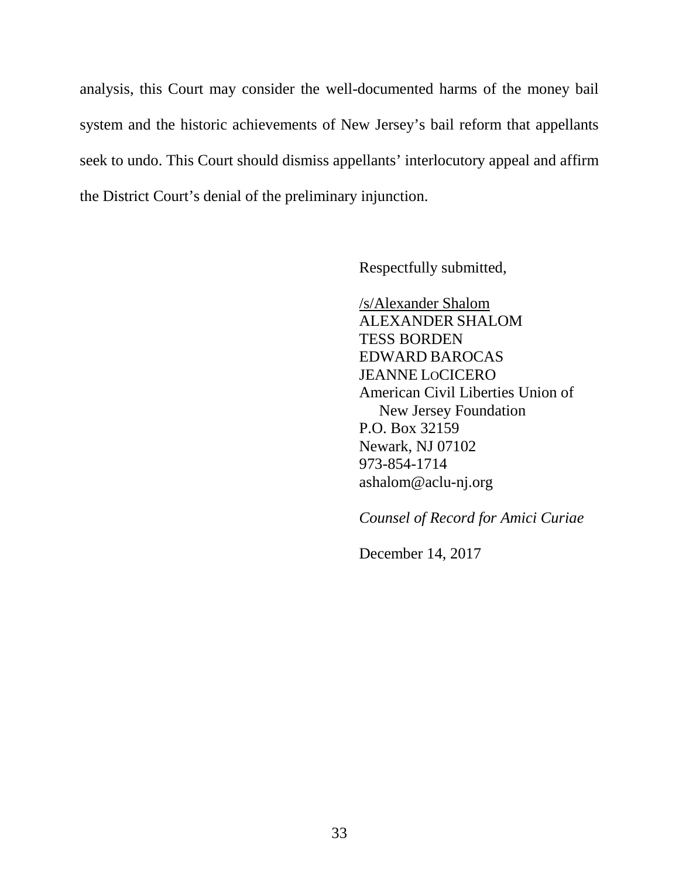analysis, this Court may consider the well-documented harms of the money bail system and the historic achievements of New Jersey's bail reform that appellants seek to undo. This Court should dismiss appellants' interlocutory appeal and affirm the District Court's denial of the preliminary injunction.

Respectfully submitted,

/s/Alexander Shalom
ALEXANDER SHALOM
TESS BORDEN
EDWARD BAROCAS
JEANNE LOCICERO
American Civil Liberties Union of
New Jersey Foundation
P.O. Box 32159
Newark, NJ 07102
973-854-1714
ashalom@aclu-nj.org

*Counsel of Record for Amici Curiae*

December 14, 2017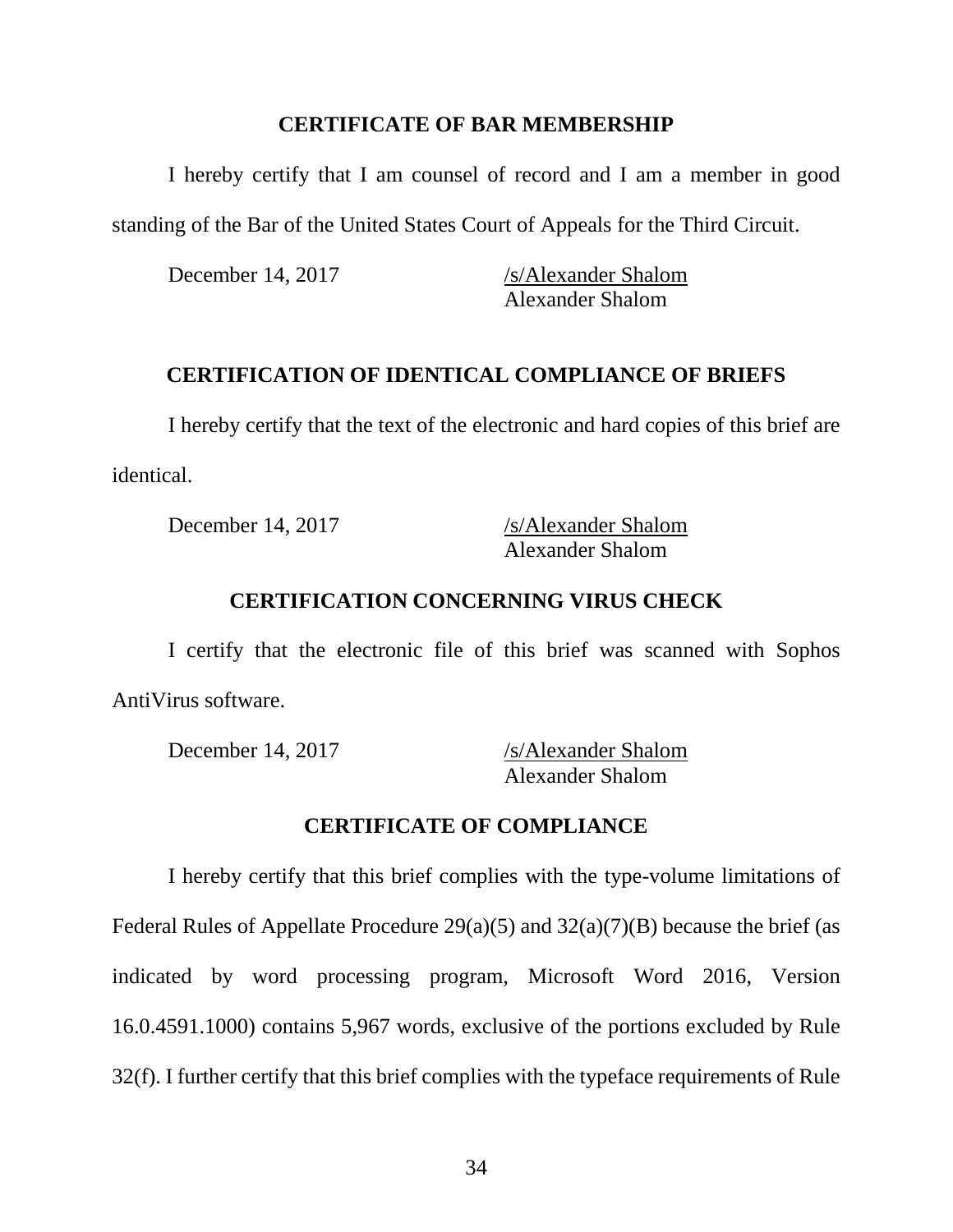## CERTIFICATE OF BAR MEMBERSHIP

I hereby certify that I am counsel of record and I am a member in good standing of the Bar of the United States Court of Appeals for the Third Circuit.

December 14, 2017 /s/Alexander Shalom
Alexander Shalom

## CERTIFICATION OF IDENTICAL COMPLIANCE OF BRIEFS

I hereby certify that the text of the electronic and hard copies of this brief are identical.

December 14, 2017 /s/Alexander Shalom
Alexander Shalom

## CERTIFICATION CONCERNING VIRUS CHECK

I certify that the electronic file of this brief was scanned with Sophos AntiVirus software.

December 14, 2017 /s/Alexander Shalom
Alexander Shalom

## CERTIFICATE OF COMPLIANCE

I hereby certify that this brief complies with the type-volume limitations of Federal Rules of Appellate Procedure 29(a)(5) and 32(a)(7)(B) because the brief (as indicated by word processing program, Microsoft Word 2016, Version 16.0.4591.1000) contains 5,967 words, exclusive of the portions excluded by Rule 32(f). I further certify that this brief complies with the typeface requirements of Rule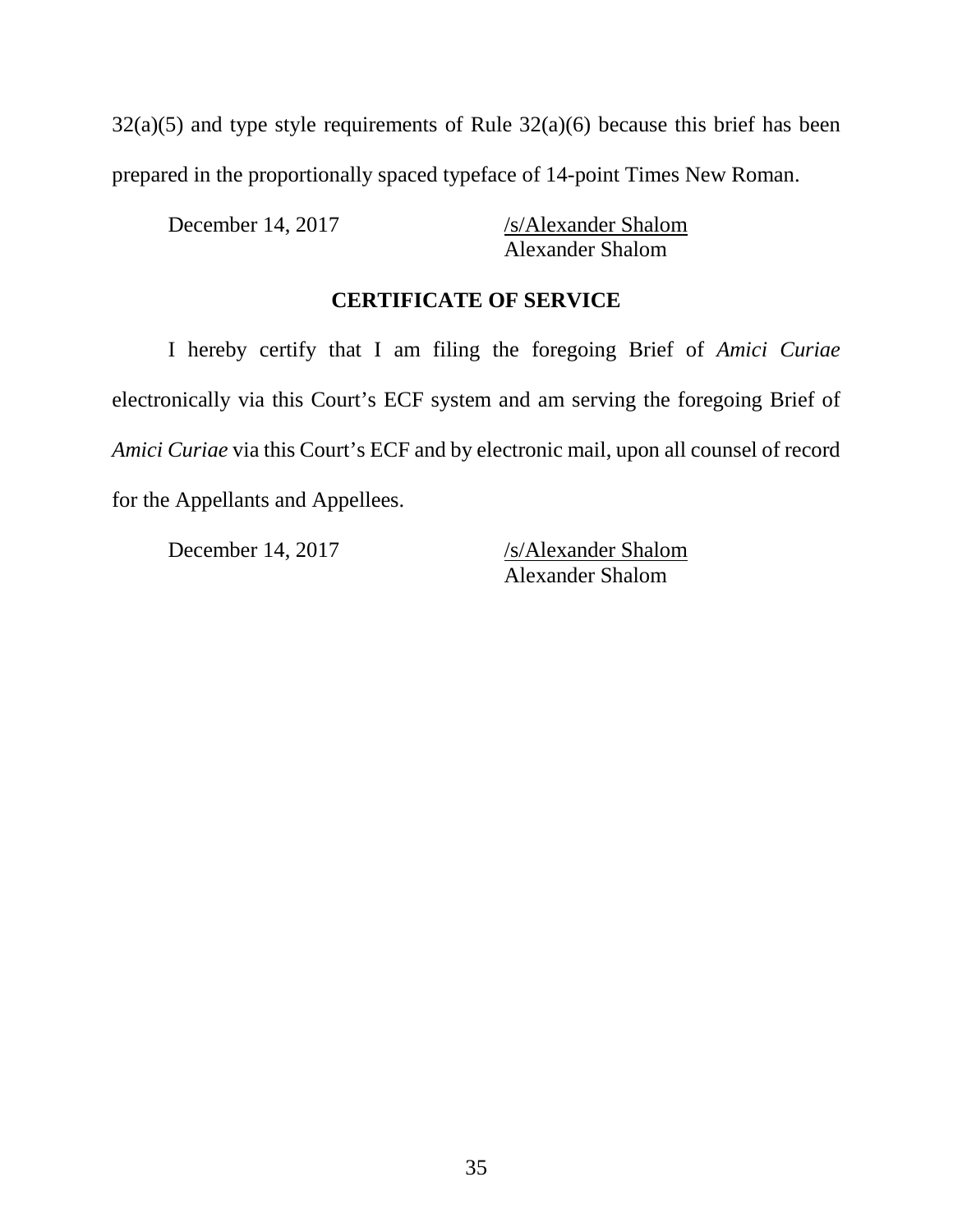32(a)(5) and type style requirements of Rule 32(a)(6) because this brief has been prepared in the proportionally spaced typeface of 14-point Times New Roman.

December 14, 2017 /s/Alexander Shalom
Alexander Shalom

**CERTIFICATE OF SERVICE**

I hereby certify that I am filing the foregoing Brief of *Amici Curiae* electronically via this Court's ECF system and am serving the foregoing Brief of *Amici Curiae* via this Court's ECF and by electronic mail, upon all counsel of record for the Appellants and Appellees.

December 14, 2017 /s/Alexander Shalom
Alexander Shalom